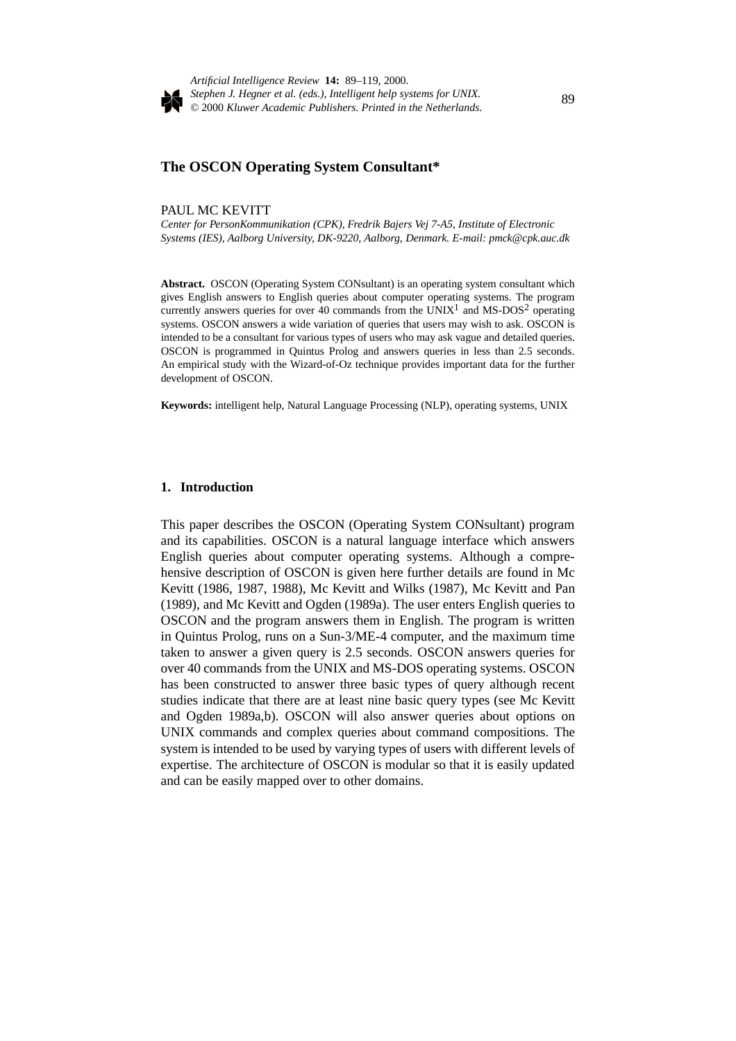# The OSCON Operating System Consultant*

PAUL MC KEVITT

*Center for PersonKommunikation (CPK), Fredrik Bajers Vej 7-A5, Institute of Electronic Systems (IES), Aalborg University, DK-9220, Aalborg, Denmark. E-mail: pmck@cpk.auc.dk*

**Abstract.** OSCON (Operating System CONsultant) is an operating system consultant which gives English answers to English queries about computer operating systems. The program currently answers queries for over 40 commands from the UNIX[1] and MS-DOS[2] operating systems. OSCON answers a wide variation of queries that users may wish to ask. OSCON is intended to be a consultant for various types of users who may ask vague and detailed queries. OSCON is programmed in Quintus Prolog and answers queries in less than 2.5 seconds. An empirical study with the Wizard-of-Oz technique provides important data for the further development of OSCON.

**Keywords:** intelligent help, Natural Language Processing (NLP), operating systems, UNIX

## 1. Introduction

This paper describes the OSCON (Operating System CONsultant) program and its capabilities. OSCON is a natural language interface which answers English queries about computer operating systems. Although a comprehensive description of OSCON is given here further details are found in Mc Kevitt (1986, 1987, 1988), Mc Kevitt and Wilks (1987), Mc Kevitt and Pan (1989), and Mc Kevitt and Ogden (1989a). The user enters English queries to OSCON and the program answers them in English. The program is written in Quintus Prolog, runs on a Sun-3/ME-4 computer, and the maximum time taken to answer a given query is 2.5 seconds. OSCON answers queries for over 40 commands from the UNIX and MS-DOS operating systems. OSCON has been constructed to answer three basic types of query although recent studies indicate that there are at least nine basic query types (see Mc Kevitt and Ogden 1989a,b). OSCON will also answer queries about options on UNIX commands and complex queries about command compositions. The system is intended to be used by varying types of users with different levels of expertise. The architecture of OSCON is modular so that it is easily updated and can be easily mapped over to other domains.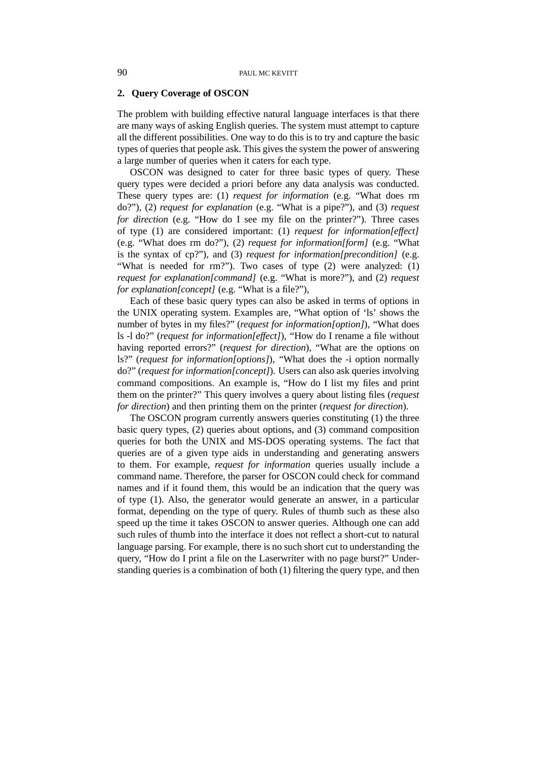## 2. Query Coverage of OSCON

The problem with building effective natural language interfaces is that there are many ways of asking English queries. The system must attempt to capture all the different possibilities. One way to do this is to try and capture the basic types of queries that people ask. This gives the system the power of answering a large number of queries when it caters for each type.

OSCON was designed to cater for three basic types of query. These query types were decided a priori before any data analysis was conducted. These query types are: (1) *request for information* (e.g. "What does rm do?"), (2) *request for explanation* (e.g. "What is a pipe?"), and (3) *request for direction* (e.g. "How do I see my file on the printer?"). Three cases of type (1) are considered important: (1) *request for information[effect]* (e.g. "What does rm do?"), (2) *request for information[form]* (e.g. "What is the syntax of cp?"), and (3) *request for information[precondition]* (e.g. "What is needed for rm?"). Two cases of type (2) were analyzed: (1) *request for explanation[command]* (e.g. "What is more?"), and (2) *request for explanation[concept]* (e.g. "What is a file?"),

Each of these basic query types can also be asked in terms of options in the UNIX operating system. Examples are, "What option of 'ls' shows the number of bytes in my files?" (*request for information[option]*), "What does ls -l do?" (*request for information[effect]*), "How do I rename a file without having reported errors?" (*request for direction*), "What are the options on ls?" (*request for information[options]*), "What does the -i option normally do?" (*request for information[concept]*). Users can also ask queries involving command compositions. An example is, "How do I list my files and print them on the printer?" This query involves a query about listing files (*request for direction*) and then printing them on the printer (*request for direction*).

The OSCON program currently answers queries constituting (1) the three basic query types, (2) queries about options, and (3) command composition queries for both the UNIX and MS-DOS operating systems. The fact that queries are of a given type aids in understanding and generating answers to them. For example, *request for information* queries usually include a command name. Therefore, the parser for OSCON could check for command names and if it found them, this would be an indication that the query was of type (1). Also, the generator would generate an answer, in a particular format, depending on the type of query. Rules of thumb such as these also speed up the time it takes OSCON to answer queries. Although one can add such rules of thumb into the interface it does not reflect a short-cut to natural language parsing. For example, there is no such short cut to understanding the query, "How do I print a file on the Laserwriter with no page burst?" Understanding queries is a combination of both (1) filtering the query type, and then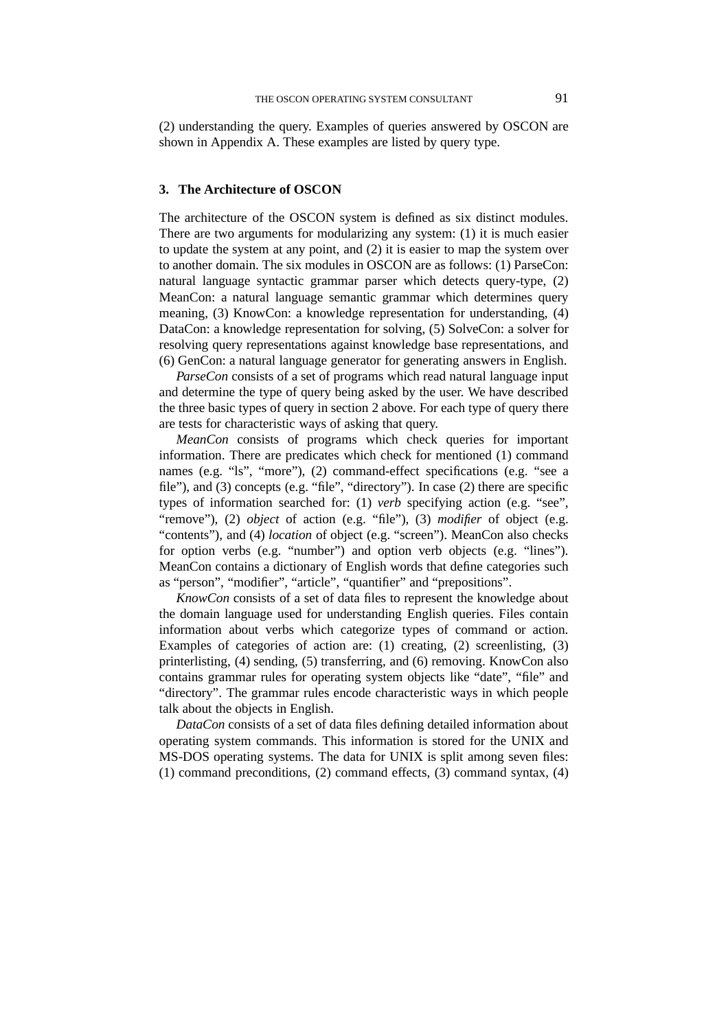(2) understanding the query. Examples of queries answered by OSCON are shown in Appendix A. These examples are listed by query type.

## 3. The Architecture of OSCON

The architecture of the OSCON system is defined as six distinct modules. There are two arguments for modularizing any system: (1) it is much easier to update the system at any point, and (2) it is easier to map the system over to another domain. The six modules in OSCON are as follows: (1) ParseCon: natural language syntactic grammar parser which detects query-type, (2) MeanCon: a natural language semantic grammar which determines query meaning, (3) KnowCon: a knowledge representation for understanding, (4) DataCon: a knowledge representation for solving, (5) SolveCon: a solver for resolving query representations against knowledge base representations, and (6) GenCon: a natural language generator for generating answers in English.

*ParseCon* consists of a set of programs which read natural language input and determine the type of query being asked by the user. We have described the three basic types of query in section 2 above. For each type of query there are tests for characteristic ways of asking that query.

*MeanCon* consists of programs which check queries for important information. There are predicates which check for mentioned (1) command names (e.g. "ls", "more"), (2) command-effect specifications (e.g. "see a file"), and (3) concepts (e.g. "file", "directory"). In case (2) there are specific types of information searched for: (1) *verb* specifying action (e.g. "see", "remove"), (2) *object* of action (e.g. "file"), (3) *modifier* of object (e.g. "contents"), and (4) *location* of object (e.g. "screen"). MeanCon also checks for option verbs (e.g. "number") and option verb objects (e.g. "lines"). MeanCon contains a dictionary of English words that define categories such as "person", "modifier", "article", "quantifier" and "prepositions".

*KnowCon* consists of a set of data files to represent the knowledge about the domain language used for understanding English queries. Files contain information about verbs which categorize types of command or action. Examples of categories of action are: (1) creating, (2) screenlisting, (3) printerlisting, (4) sending, (5) transferring, and (6) removing. KnowCon also contains grammar rules for operating system objects like "date", "file" and "directory". The grammar rules encode characteristic ways in which people talk about the objects in English.

*DataCon* consists of a set of data files defining detailed information about operating system commands. This information is stored for the UNIX and MS-DOS operating systems. The data for UNIX is split among seven files: (1) command preconditions, (2) command effects, (3) command syntax, (4)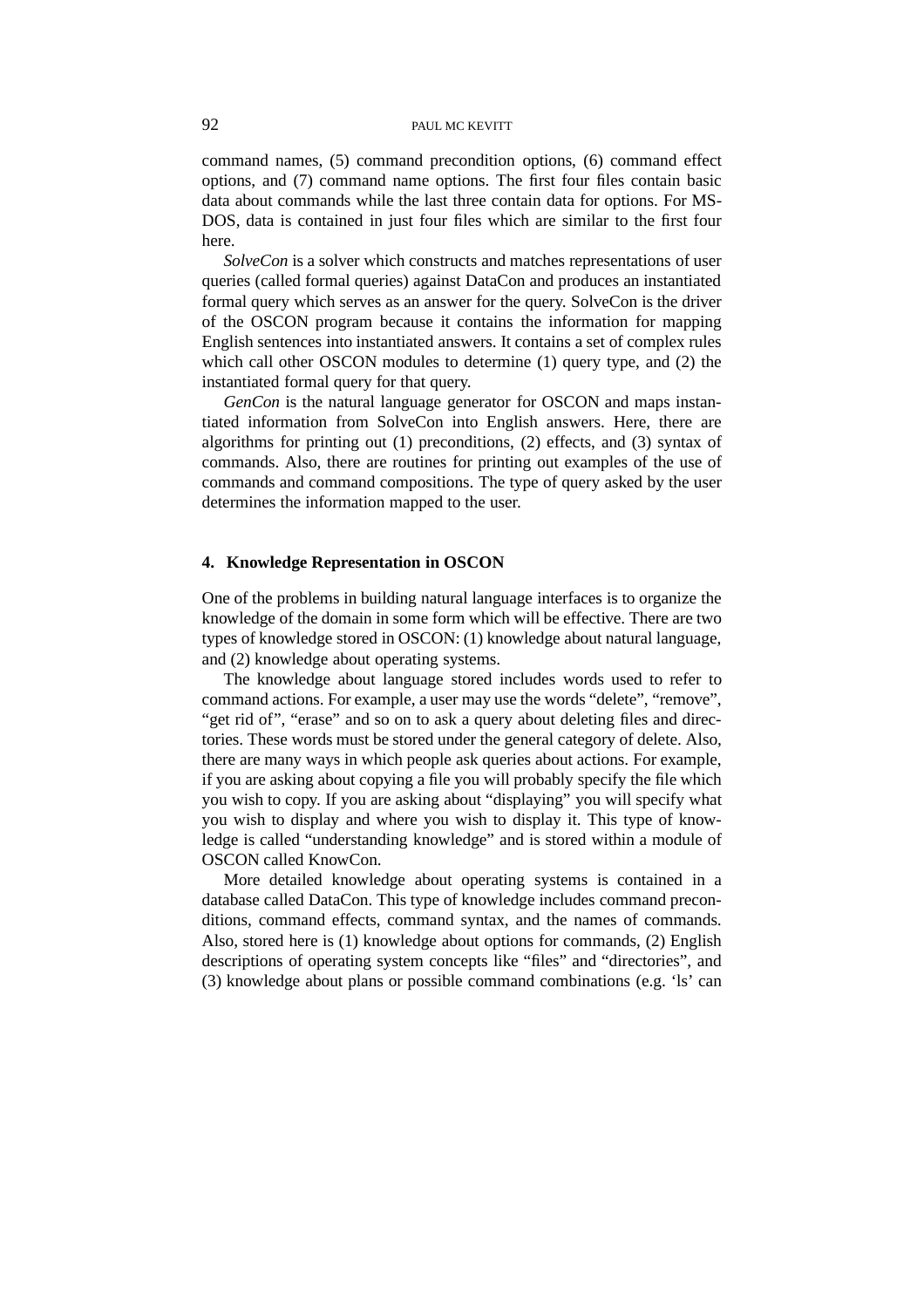command names, (5) command precondition options, (6) command effect options, and (7) command name options. The first four files contain basic data about commands while the last three contain data for options. For MS-DOS, data is contained in just four files which are similar to the first four here.

*SolveCon* is a solver which constructs and matches representations of user queries (called formal queries) against DataCon and produces an instantiated formal query which serves as an answer for the query. SolveCon is the driver of the OSCON program because it contains the information for mapping English sentences into instantiated answers. It contains a set of complex rules which call other OSCON modules to determine (1) query type, and (2) the instantiated formal query for that query.

*GenCon* is the natural language generator for OSCON and maps instantiated information from SolveCon into English answers. Here, there are algorithms for printing out (1) preconditions, (2) effects, and (3) syntax of commands. Also, there are routines for printing out examples of the use of commands and command compositions. The type of query asked by the user determines the information mapped to the user.

## 4. Knowledge Representation in OSCON

One of the problems in building natural language interfaces is to organize the knowledge of the domain in some form which will be effective. There are two types of knowledge stored in OSCON: (1) knowledge about natural language, and (2) knowledge about operating systems.

The knowledge about language stored includes words used to refer to command actions. For example, a user may use the words "delete", "remove", "get rid of", "erase" and so on to ask a query about deleting files and directories. These words must be stored under the general category of delete. Also, there are many ways in which people ask queries about actions. For example, if you are asking about copying a file you will probably specify the file which you wish to copy. If you are asking about "displaying" you will specify what you wish to display and where you wish to display it. This type of knowledge is called "understanding knowledge" and is stored within a module of OSCON called KnowCon.

More detailed knowledge about operating systems is contained in a database called DataCon. This type of knowledge includes command preconditions, command effects, command syntax, and the names of commands. Also, stored here is (1) knowledge about options for commands, (2) English descriptions of operating system concepts like "files" and "directories", and (3) knowledge about plans or possible command combinations (e.g. 'ls' can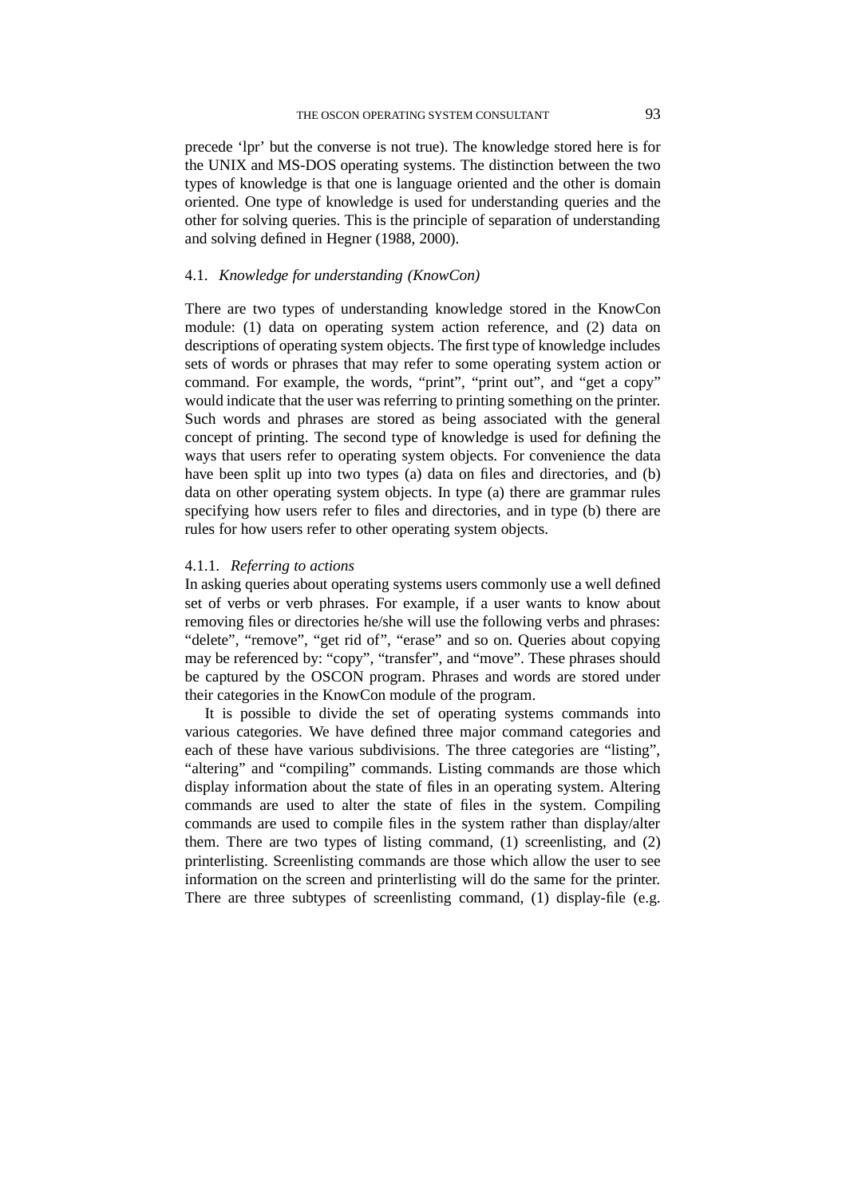precede ‘lpr’ but the converse is not true). The knowledge stored here is for the UNIX and MS-DOS operating systems. The distinction between the two types of knowledge is that one is language oriented and the other is domain oriented. One type of knowledge is used for understanding queries and the other for solving queries. This is the principle of separation of understanding and solving defined in Hegner (1988, 2000).

### 4.1. *Knowledge for understanding (KnowCon)*

There are two types of understanding knowledge stored in the KnowCon module: (1) data on operating system action reference, and (2) data on descriptions of operating system objects. The first type of knowledge includes sets of words or phrases that may refer to some operating system action or command. For example, the words, “print”, “print out”, and “get a copy” would indicate that the user was referring to printing something on the printer. Such words and phrases are stored as being associated with the general concept of printing. The second type of knowledge is used for defining the ways that users refer to operating system objects. For convenience the data have been split up into two types (a) data on files and directories, and (b) data on other operating system objects. In type (a) there are grammar rules specifying how users refer to files and directories, and in type (b) there are rules for how users refer to other operating system objects.

#### 4.1.1. *Referring to actions*

In asking queries about operating systems users commonly use a well defined set of verbs or verb phrases. For example, if a user wants to know about removing files or directories he/she will use the following verbs and phrases: “delete”, “remove”, “get rid of”, “erase” and so on. Queries about copying may be referenced by: “copy”, “transfer”, and “move”. These phrases should be captured by the OSCON program. Phrases and words are stored under their categories in the KnowCon module of the program.

It is possible to divide the set of operating systems commands into various categories. We have defined three major command categories and each of these have various subdivisions. The three categories are “listing”, “altering” and “compiling” commands. Listing commands are those which display information about the state of files in an operating system. Altering commands are used to alter the state of files in the system. Compiling commands are used to compile files in the system rather than display/alter them. There are two types of listing command, (1) screenlisting, and (2) printerlisting. Screenlisting commands are those which allow the user to see information on the screen and printerlisting will do the same for the printer. There are three subtypes of screenlisting command, (1) display-file (e.g.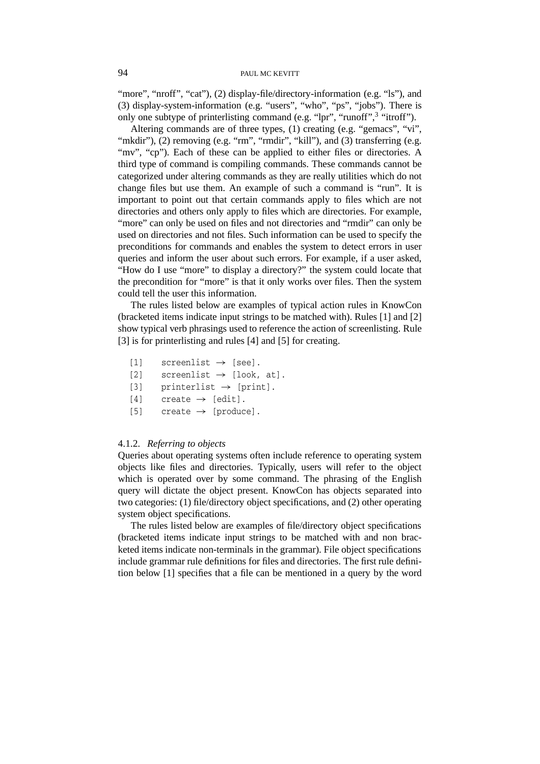"more", "nroff", "cat"), (2) display-file/directory-information (e.g. "ls"), and (3) display-system-information (e.g. "users", "who", "ps", "jobs"). There is only one subtype of printerlisting command (e.g. "lpr", "runoff",[3] "itroff").

Altering commands are of three types, (1) creating (e.g. "gemacs", "vi", "mkdir"), (2) removing (e.g. "rm", "rmdir", "kill"), and (3) transferring (e.g. "mv", "cp"). Each of these can be applied to either files or directories. A third type of command is compiling commands. These commands cannot be categorized under altering commands as they are really utilities which do not change files but use them. An example of such a command is "run". It is important to point out that certain commands apply to files which are not directories and others only apply to files which are directories. For example, "more" can only be used on files and not directories and "rmdir" can only be used on directories and not files. Such information can be used to specify the preconditions for commands and enables the system to detect errors in user queries and inform the user about such errors. For example, if a user asked, "How do I use "more" to display a directory?" the system could locate that the precondition for "more" is that it only works over files. Then the system could tell the user this information.

The rules listed below are examples of typical action rules in KnowCon (bracketed items indicate input strings to be matched with). Rules [1] and [2] show typical verb phrasings used to reference the action of screenlisting. Rule [3] is for printerlisting and rules [4] and [5] for creating.

```
[1]   screenlist → [see].
[2]   screenlist → [look, at].
[3]   printerlist → [print].
[4]   create → [edit].
[5]   create → [produce].
```

#### 4.1.2. *Referring to objects*

Queries about operating systems often include reference to operating system objects like files and directories. Typically, users will refer to the object which is operated over by some command. The phrasing of the English query will dictate the object present. KnowCon has objects separated into two categories: (1) file/directory object specifications, and (2) other operating system object specifications.

The rules listed below are examples of file/directory object specifications (bracketed items indicate input strings to be matched with and non bracketed items indicate non-terminals in the grammar). File object specifications include grammar rule definitions for files and directories. The first rule definition below [1] specifies that a file can be mentioned in a query by the word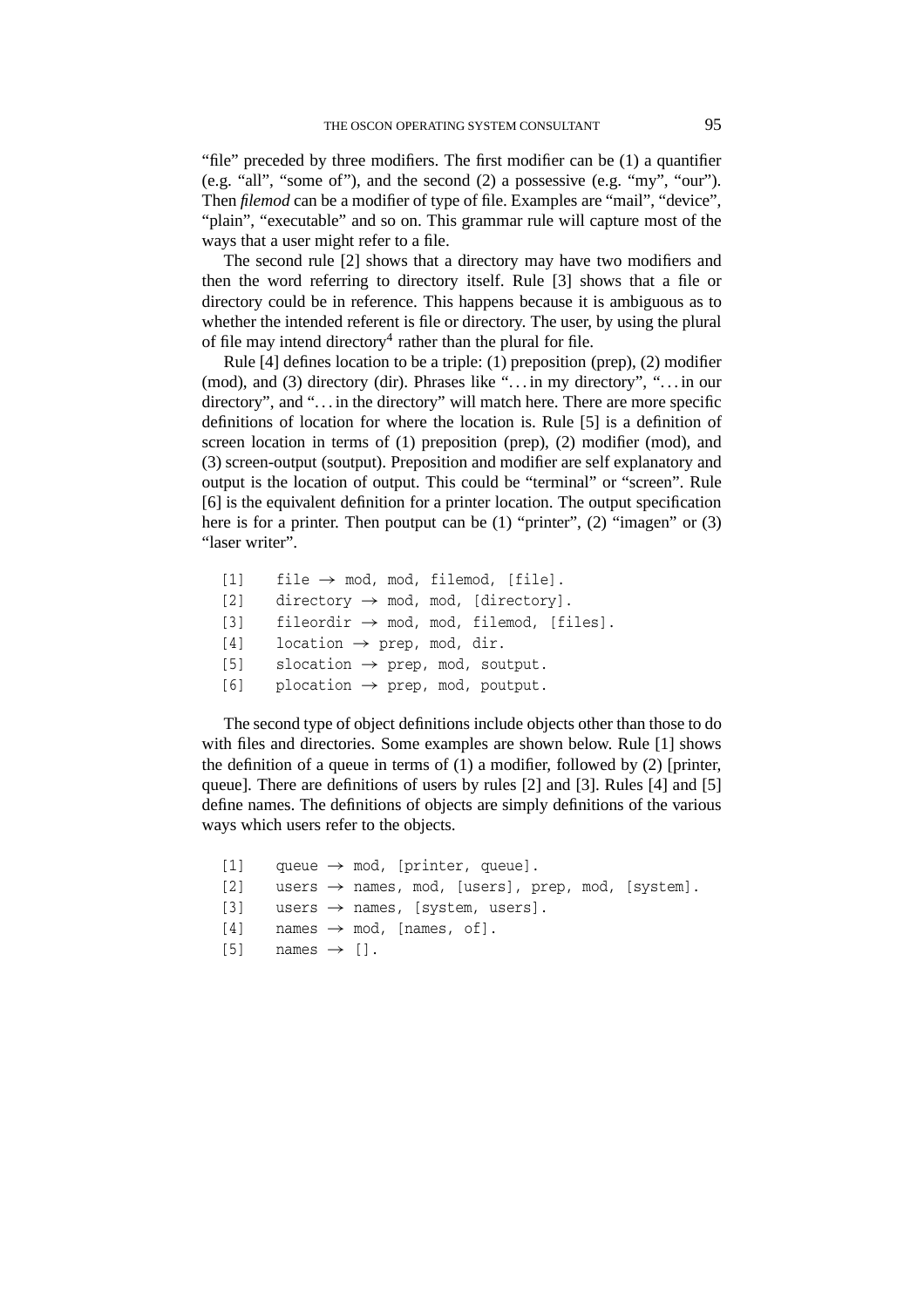"file" preceded by three modifiers. The first modifier can be (1) a quantifier (e.g. "all", "some of"), and the second (2) a possessive (e.g. "my", "our"). Then *filemod* can be a modifier of type of file. Examples are "mail", "device", "plain", "executable" and so on. This grammar rule will capture most of the ways that a user might refer to a file.

The second rule [2] shows that a directory may have two modifiers and then the word referring to directory itself. Rule [3] shows that a file or directory could be in reference. This happens because it is ambiguous as to whether the intended referent is file or directory. The user, by using the plural of file may intend directory[4] rather than the plural for file.

Rule [4] defines location to be a triple: (1) preposition (prep), (2) modifier (mod), and (3) directory (dir). Phrases like "… in my directory", "… in our directory", and "… in the directory" will match here. There are more specific definitions of location for where the location is. Rule [5] is a definition of screen location in terms of (1) preposition (prep), (2) modifier (mod), and (3) screen-output (soutput). Preposition and modifier are self explanatory and output is the location of output. This could be "terminal" or "screen". Rule [6] is the equivalent definition for a printer location. The output specification here is for a printer. Then poutput can be (1) "printer", (2) "imagen" or (3) "laser writer".

```
[1]   file → mod, mod, filemod, [file].
[2]   directory → mod, mod, [directory].
[3]   fileordir → mod, mod, filemod, [files].
[4]   location → prep, mod, dir.
[5]   slocation → prep, mod, soutput.
[6]   plocation → prep, mod, poutput.
```

The second type of object definitions include objects other than those to do with files and directories. Some examples are shown below. Rule [1] shows the definition of a queue in terms of (1) a modifier, followed by (2) [printer, queue]. There are definitions of users by rules [2] and [3]. Rules [4] and [5] define names. The definitions of objects are simply definitions of the various ways which users refer to the objects.

```
[1]   queue → mod, [printer, queue].
[2]   users → names, mod, [users], prep, mod, [system].
[3]   users → names, [system, users].
[4]   names → mod, [names, of].
[5]   names → [].
```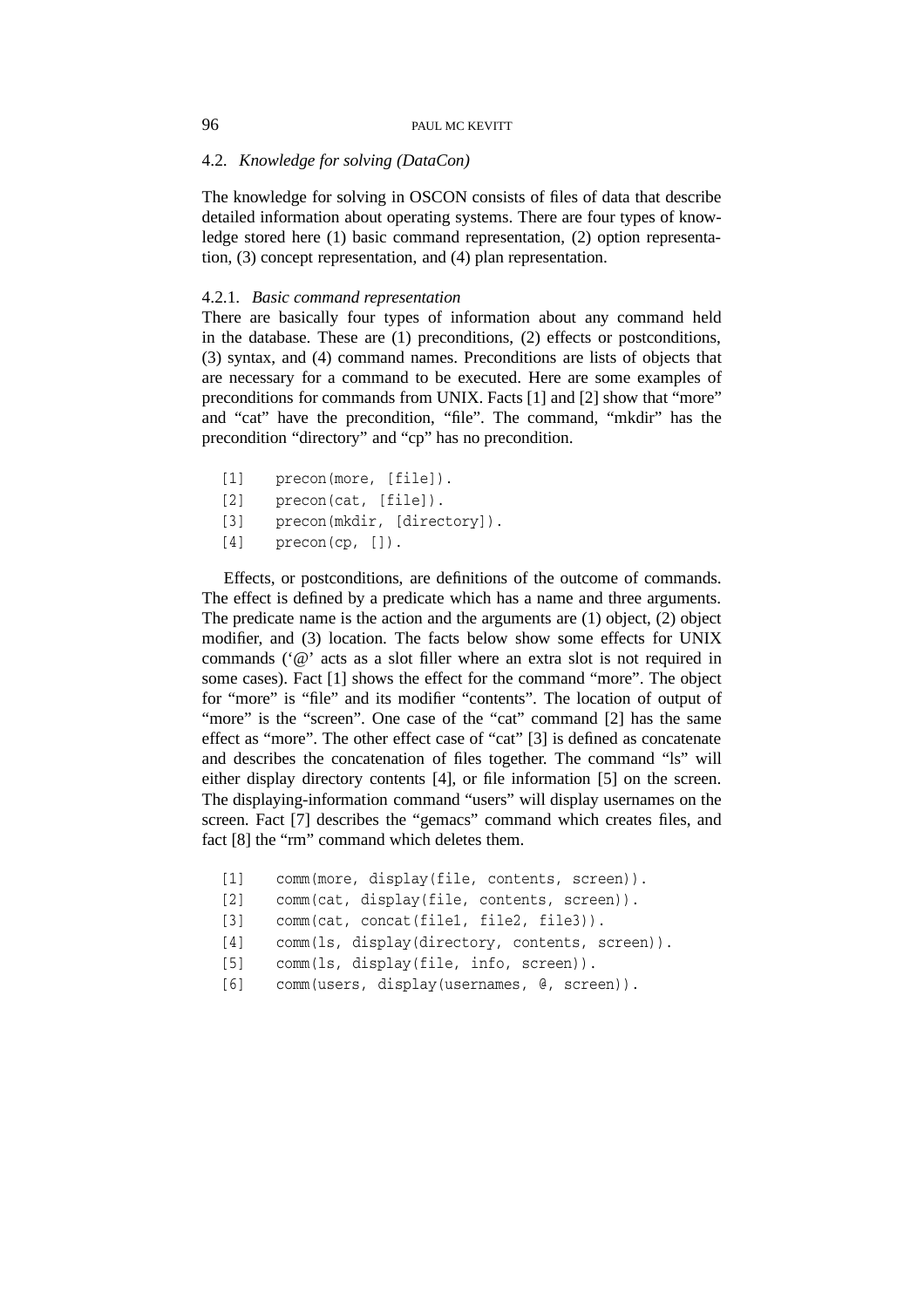### 4.2. *Knowledge for solving (DataCon)*

The knowledge for solving in OSCON consists of files of data that describe detailed information about operating systems. There are four types of knowledge stored here (1) basic command representation, (2) option representation, (3) concept representation, and (4) plan representation.

#### 4.2.1. *Basic command representation*

There are basically four types of information about any command held in the database. These are (1) preconditions, (2) effects or postconditions, (3) syntax, and (4) command names. Preconditions are lists of objects that are necessary for a command to be executed. Here are some examples of preconditions for commands from UNIX. Facts [1] and [2] show that "more" and "cat" have the precondition, "file". The command, "mkdir" has the precondition "directory" and "cp" has no precondition.

```
[1]    precon(more, [file]).
[2]    precon(cat, [file]).
[3]    precon(mkdir, [directory]).
[4]    precon(cp, []).
```

Effects, or postconditions, are definitions of the outcome of commands. The effect is defined by a predicate which has a name and three arguments. The predicate name is the action and the arguments are (1) object, (2) object modifier, and (3) location. The facts below show some effects for UNIX commands ('@' acts as a slot filler where an extra slot is not required in some cases). Fact [1] shows the effect for the command "more". The object for "more" is "file" and its modifier "contents". The location of output of "more" is the "screen". One case of the "cat" command [2] has the same effect as "more". The other effect case of "cat" [3] is defined as concatenate and describes the concatenation of files together. The command "ls" will either display directory contents [4], or file information [5] on the screen. The displaying-information command "users" will display usernames on the screen. Fact [7] describes the "gemacs" command which creates files, and fact [8] the "rm" command which deletes them.

```
[1]    comm(more, display(file, contents, screen)).
[2]    comm(cat, display(file, contents, screen)).
[3]    comm(cat, concat(file1, file2, file3)).
[4]    comm(ls, display(directory, contents, screen)).
[5]    comm(ls, display(file, info, screen)).
[6]    comm(users, display(usernames, @, screen)).
```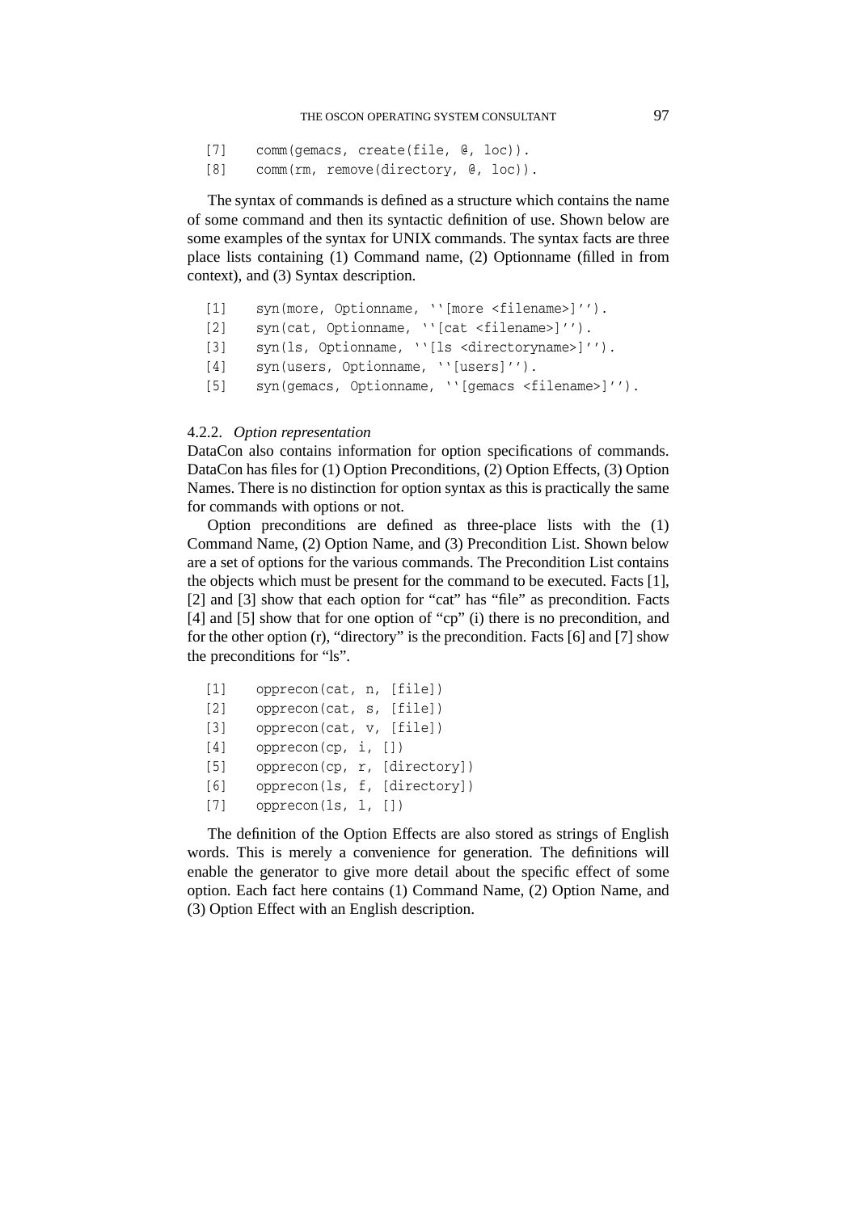```
[7]    comm(gemacs, create(file, @, loc)).
[8]    comm(rm, remove(directory, @, loc)).
```

The syntax of commands is defined as a structure which contains the name of some command and then its syntactic definition of use. Shown below are some examples of the syntax for UNIX commands. The syntax facts are three place lists containing (1) Command name, (2) Optionname (filled in from context), and (3) Syntax description.

```
[1]    syn(more, Optionname, ``[more <filename>]'').
[2]    syn(cat, Optionname, ``[cat <filename>]'').
[3]    syn(ls, Optionname, ``[ls <directoryname>]'').
[4]    syn(users, Optionname, ``[users]'').
[5]    syn(gemacs, Optionname, ``[gemacs <filename>]'').
```

4.2.2. *Option representation*

DataCon also contains information for option specifications of commands. DataCon has files for (1) Option Preconditions, (2) Option Effects, (3) Option Names. There is no distinction for option syntax as this is practically the same for commands with options or not.

Option preconditions are defined as three-place lists with the (1) Command Name, (2) Option Name, and (3) Precondition List. Shown below are a set of options for the various commands. The Precondition List contains the objects which must be present for the command to be executed. Facts [1], [2] and [3] show that each option for "cat" has "file" as precondition. Facts [4] and [5] show that for one option of "cp" (i) there is no precondition, and for the other option (r), "directory" is the precondition. Facts [6] and [7] show the preconditions for "ls".

```
[1]    opprecon(cat, n, [file])
[2]    opprecon(cat, s, [file])
[3]    opprecon(cat, v, [file])
[4]    opprecon(cp, i, [])
[5]    opprecon(cp, r, [directory])
[6]    opprecon(ls, f, [directory])
[7]    opprecon(ls, l, [])
```

The definition of the Option Effects are also stored as strings of English words. This is merely a convenience for generation. The definitions will enable the generator to give more detail about the specific effect of some option. Each fact here contains (1) Command Name, (2) Option Name, and (3) Option Effect with an English description.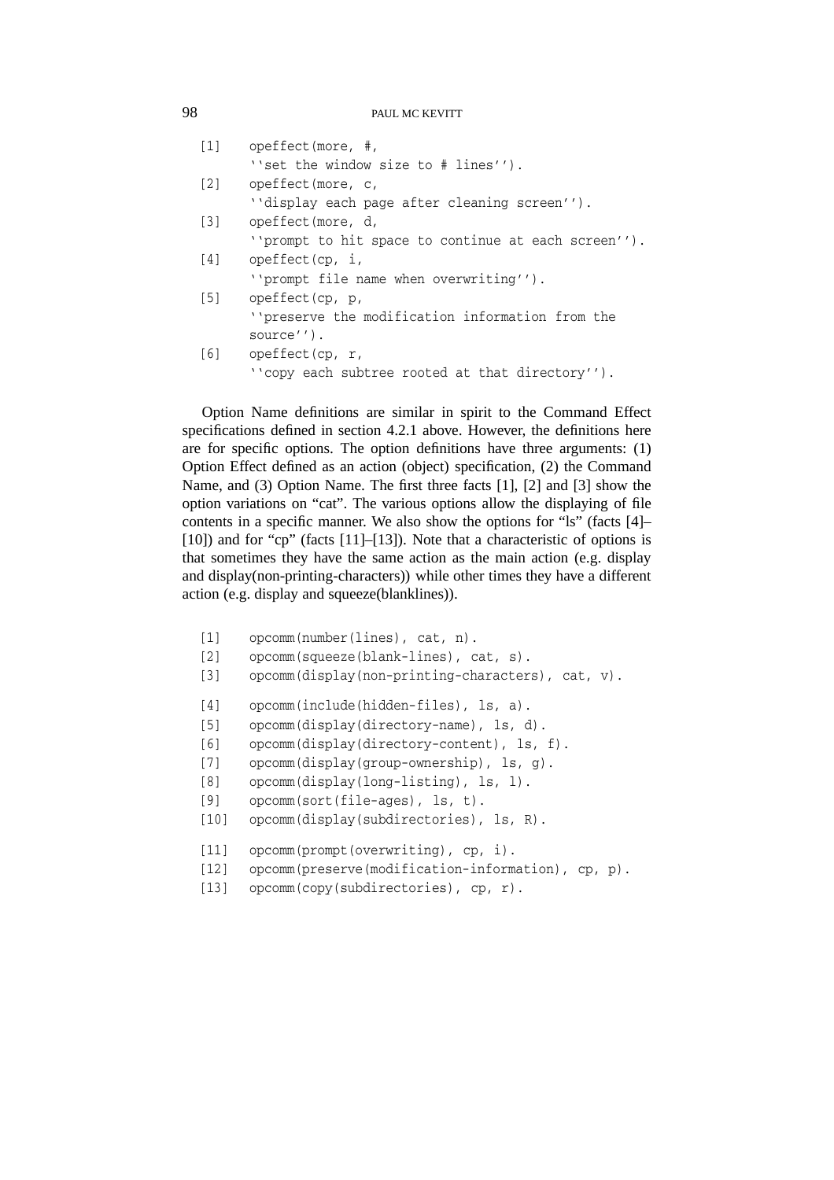```
[1]   opeffect(more, #,
      ``set the window size to # lines'').
[2]   opeffect(more, c,
      ``display each page after cleaning screen'').
[3]   opeffect(more, d,
      ``prompt to hit space to continue at each screen'').
[4]   opeffect(cp, i,
      ``prompt file name when overwriting'').
[5]   opeffect(cp, p,
      ``preserve the modification information from the
      source'').
[6]   opeffect(cp, r,
      ``copy each subtree rooted at that directory'').
```

Option Name definitions are similar in spirit to the Command Effect specifications defined in section 4.2.1 above. However, the definitions here are for specific options. The option definitions have three arguments: (1) Option Effect defined as an action (object) specification, (2) the Command Name, and (3) Option Name. The first three facts [1], [2] and [3] show the option variations on "cat". The various options allow the displaying of file contents in a specific manner. We also show the options for "ls" (facts [4]–[10]) and for "cp" (facts [11]–[13]). Note that a characteristic of options is that sometimes they have the same action as the main action (e.g. display and display(non-printing-characters)) while other times they have a different action (e.g. display and squeeze(blanklines)).

```
[1]   opcomm(number(lines), cat, n).
[2]   opcomm(squeeze(blank-lines), cat, s).
[3]   opcomm(display(non-printing-characters), cat, v).

[4]   opcomm(include(hidden-files), ls, a).
[5]   opcomm(display(directory-name), ls, d).
[6]   opcomm(display(directory-content), ls, f).
[7]   opcomm(display(group-ownership), ls, g).
[8]   opcomm(display(long-listing), ls, l).
[9]   opcomm(sort(file-ages), ls, t).
[10]  opcomm(display(subdirectories), ls, R).

[11]  opcomm(prompt(overwriting), cp, i).
[12]  opcomm(preserve(modification-information), cp, p).
[13]  opcomm(copy(subdirectories), cp, r).
```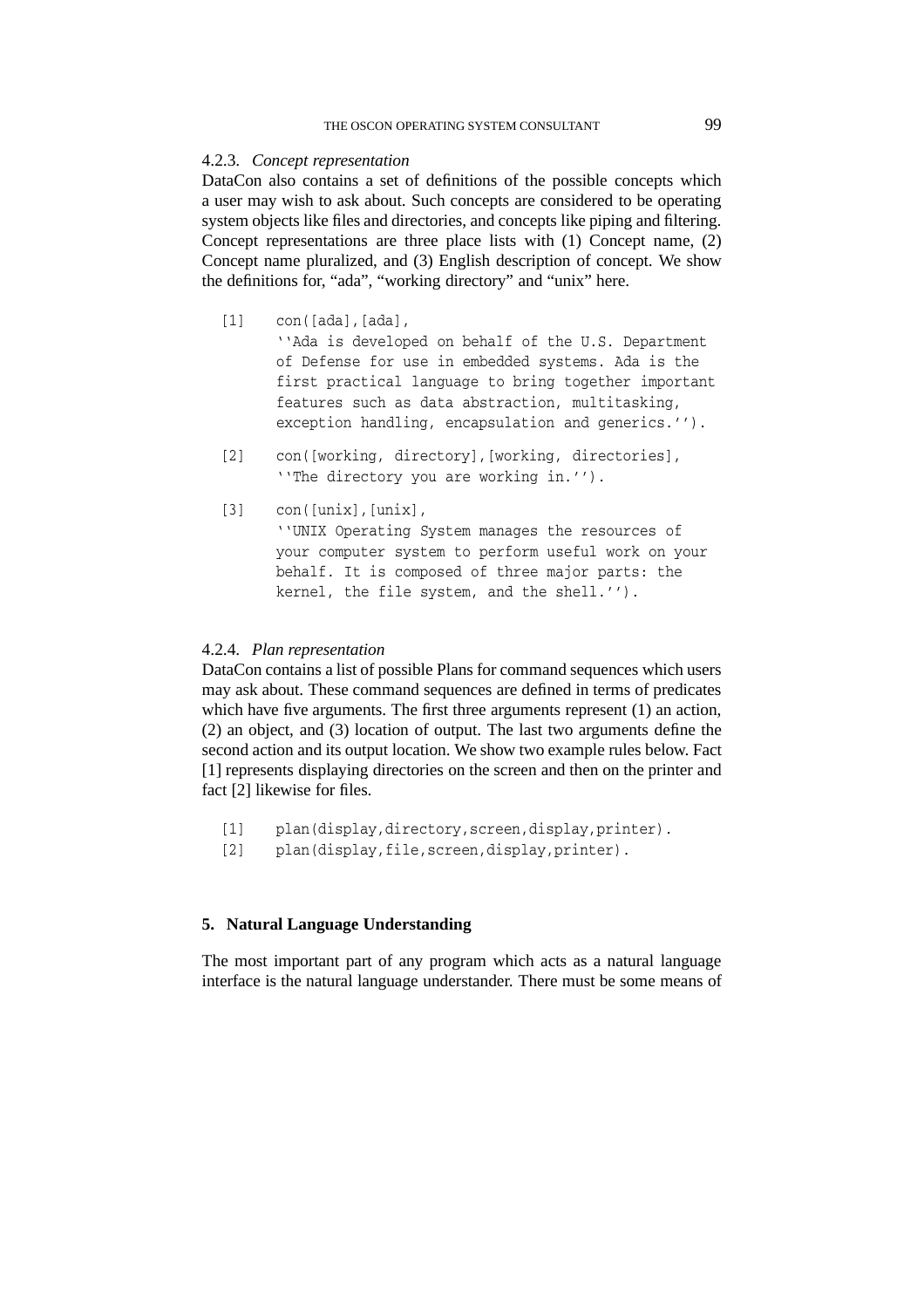#### 4.2.3. *Concept representation*

DataCon also contains a set of definitions of the possible concepts which a user may wish to ask about. Such concepts are considered to be operating system objects like files and directories, and concepts like piping and filtering. Concept representations are three place lists with (1) Concept name, (2) Concept name pluralized, and (3) English description of concept. We show the definitions for, “ada”, “working directory” and “unix” here.

```
[1]   con([ada],[ada],
      ''Ada is developed on behalf of the U.S. Department
      of Defense for use in embedded systems. Ada is the
      first practical language to bring together important
      features such as data abstraction, multitasking,
      exception handling, encapsulation and generics.'').

[2]   con([working, directory],[working, directories],
      ''The directory you are working in.'').

[3]   con([unix],[unix],
      ''UNIX Operating System manages the resources of
      your computer system to perform useful work on your
      behalf. It is composed of three major parts: the
      kernel, the file system, and the shell.'').
```

#### 4.2.4. *Plan representation*

DataCon contains a list of possible Plans for command sequences which users may ask about. These command sequences are defined in terms of predicates which have five arguments. The first three arguments represent (1) an action, (2) an object, and (3) location of output. The last two arguments define the second action and its output location. We show two example rules below. Fact [1] represents displaying directories on the screen and then on the printer and fact [2] likewise for files.

```
[1]   plan(display,directory,screen,display,printer).
[2]   plan(display,file,screen,display,printer).
```

## 5. Natural Language Understanding

The most important part of any program which acts as a natural language interface is the natural language understander. There must be some means of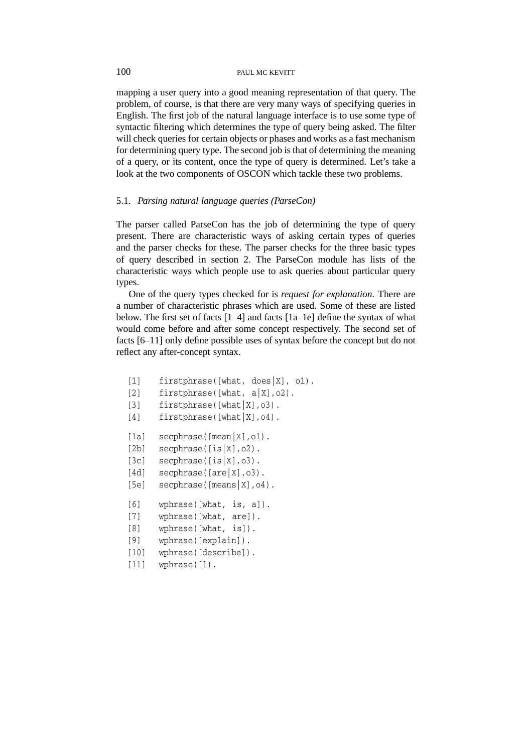mapping a user query into a good meaning representation of that query. The problem, of course, is that there are very many ways of specifying queries in English. The first job of the natural language interface is to use some type of syntactic filtering which determines the type of query being asked. The filter will check queries for certain objects or phases and works as a fast mechanism for determining query type. The second job is that of determining the meaning of a query, or its content, once the type of query is determined. Let's take a look at the two components of OSCON which tackle these two problems.

### 5.1. *Parsing natural language queries (ParseCon)*

The parser called ParseCon has the job of determining the type of query present. There are characteristic ways of asking certain types of queries and the parser checks for these. The parser checks for the three basic types of query described in section 2. The ParseCon module has lists of the characteristic ways which people use to ask queries about particular query types.

One of the query types checked for is *request for explanation*. There are a number of characteristic phrases which are used. Some of these are listed below. The first set of facts [1–4] and facts [1a–1e] define the syntax of what would come before and after some concept respectively. The second set of facts [6–11] only define possible uses of syntax before the concept but do not reflect any after-concept syntax.

```
[1]    firstphrase([what, does|X], o1).
[2]    firstphrase([what, a|X],o2).
[3]    firstphrase([what|X],o3).
[4]    firstphrase([what|X],o4).

[1a]   secphrase([mean|X],o1).
[2b]   secphrase([is|X],o2).
[3c]   secphrase([is|X],o3).
[4d]   secphrase([are|X],o3).
[5e]   secphrase([means|X],o4).

[6]    wphrase([what, is, a]).
[7]    wphrase([what, are]).
[8]    wphrase([what, is]).
[9]    wphrase([explain]).
[10]   wphrase([describe]).
[11]   wphrase([]).
```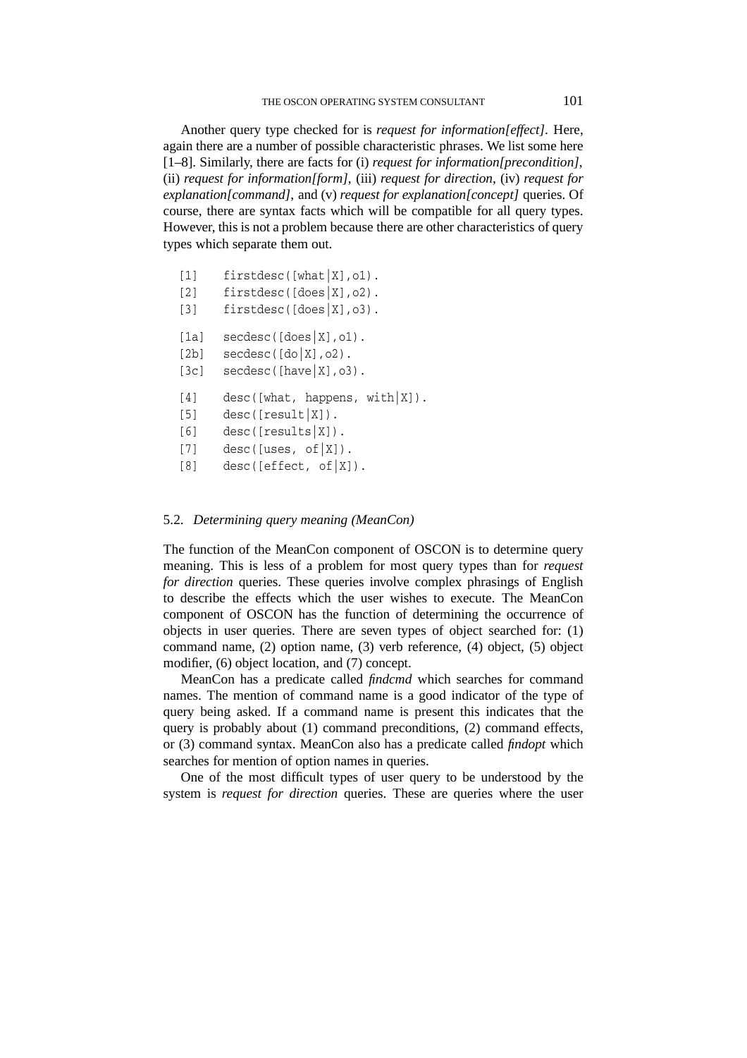Another query type checked for is *request for information[effect]*. Here, again there are a number of possible characteristic phrases. We list some here [1–8]. Similarly, there are facts for (i) *request for information[precondition]*, (ii) *request for information[form]*, (iii) *request for direction*, (iv) *request for explanation[command]*, and (v) *request for explanation[concept]* queries. Of course, there are syntax facts which will be compatible for all query types. However, this is not a problem because there are other characteristics of query types which separate them out.

```
[1]    firstdesc([what|X],o1).
[2]    firstdesc([does|X],o2).
[3]    firstdesc([does|X],o3).

[1a]   secdesc([does|X],o1).
[2b]   secdesc([do|X],o2).
[3c]   secdesc([have|X],o3).

[4]    desc([what, happens, with|X]).
[5]    desc([result|X]).
[6]    desc([results|X]).
[7]    desc([uses, of|X]).
[8]    desc([effect, of|X]).
```

### 5.2. *Determining query meaning (MeanCon)*

The function of the MeanCon component of OSCON is to determine query meaning. This is less of a problem for most query types than for *request for direction* queries. These queries involve complex phrasings of English to describe the effects which the user wishes to execute. The MeanCon component of OSCON has the function of determining the occurrence of objects in user queries. There are seven types of object searched for: (1) command name, (2) option name, (3) verb reference, (4) object, (5) object modifier, (6) object location, and (7) concept.

MeanCon has a predicate called *findcmd* which searches for command names. The mention of command name is a good indicator of the type of query being asked. If a command name is present this indicates that the query is probably about (1) command preconditions, (2) command effects, or (3) command syntax. MeanCon also has a predicate called *findopt* which searches for mention of option names in queries.

One of the most difficult types of user query to be understood by the system is *request for direction* queries. These are queries where the user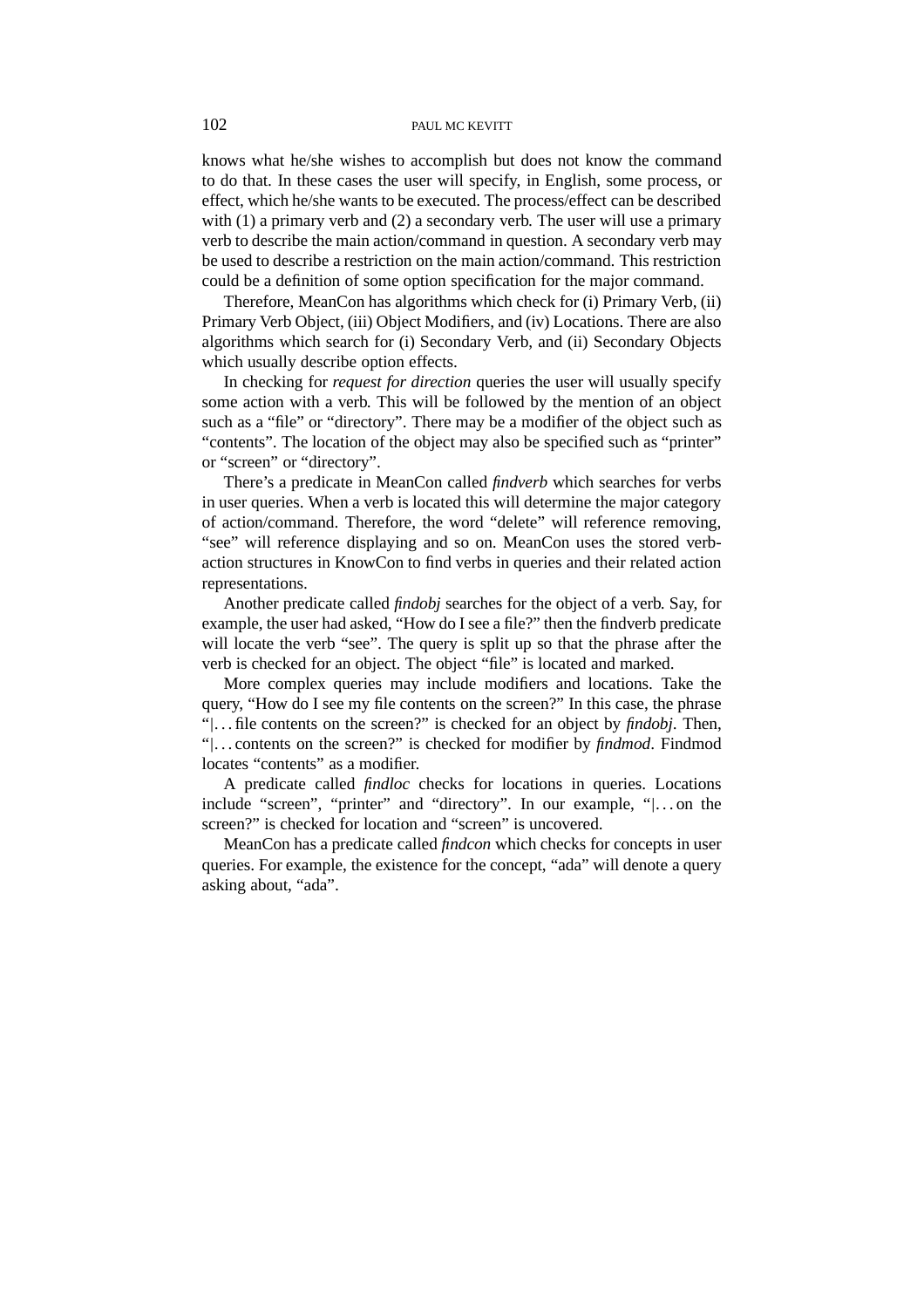knows what he/she wishes to accomplish but does not know the command to do that. In these cases the user will specify, in English, some process, or effect, which he/she wants to be executed. The process/effect can be described with (1) a primary verb and (2) a secondary verb. The user will use a primary verb to describe the main action/command in question. A secondary verb may be used to describe a restriction on the main action/command. This restriction could be a definition of some option specification for the major command.

Therefore, MeanCon has algorithms which check for (i) Primary Verb, (ii) Primary Verb Object, (iii) Object Modifiers, and (iv) Locations. There are also algorithms which search for (i) Secondary Verb, and (ii) Secondary Objects which usually describe option effects.

In checking for *request for direction* queries the user will usually specify some action with a verb. This will be followed by the mention of an object such as a "file" or "directory". There may be a modifier of the object such as "contents". The location of the object may also be specified such as "printer" or "screen" or "directory".

There's a predicate in MeanCon called *findverb* which searches for verbs in user queries. When a verb is located this will determine the major category of action/command. Therefore, the word "delete" will reference removing, "see" will reference displaying and so on. MeanCon uses the stored verb-action structures in KnowCon to find verbs in queries and their related action representations.

Another predicate called *findobj* searches for the object of a verb. Say, for example, the user had asked, "How do I see a file?" then the findverb predicate will locate the verb "see". The query is split up so that the phrase after the verb is checked for an object. The object "file" is located and marked.

More complex queries may include modifiers and locations. Take the query, "How do I see my file contents on the screen?" In this case, the phrase "|... file contents on the screen?" is checked for an object by *findobj*. Then, "|... contents on the screen?" is checked for modifier by *findmod*. Findmod locates "contents" as a modifier.

A predicate called *findloc* checks for locations in queries. Locations include "screen", "printer" and "directory". In our example, "|... on the screen?" is checked for location and "screen" is uncovered.

MeanCon has a predicate called *findcon* which checks for concepts in user queries. For example, the existence for the concept, "ada" will denote a query asking about, "ada".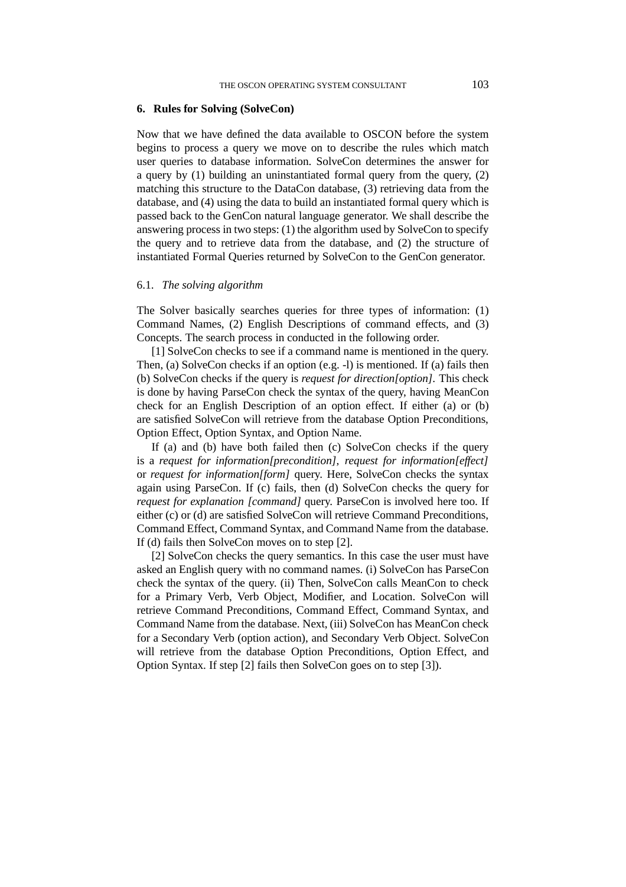## 6. Rules for Solving (SolveCon)

Now that we have defined the data available to OSCON before the system begins to process a query we move on to describe the rules which match user queries to database information. SolveCon determines the answer for a query by (1) building an uninstantiated formal query from the query, (2) matching this structure to the DataCon database, (3) retrieving data from the database, and (4) using the data to build an instantiated formal query which is passed back to the GenCon natural language generator. We shall describe the answering process in two steps: (1) the algorithm used by SolveCon to specify the query and to retrieve data from the database, and (2) the structure of instantiated Formal Queries returned by SolveCon to the GenCon generator.

### 6.1. *The solving algorithm*

The Solver basically searches queries for three types of information: (1) Command Names, (2) English Descriptions of command effects, and (3) Concepts. The search process in conducted in the following order.

[1] SolveCon checks to see if a command name is mentioned in the query. Then, (a) SolveCon checks if an option (e.g. -l) is mentioned. If (a) fails then (b) SolveCon checks if the query is *request for direction[option]*. This check is done by having ParseCon check the syntax of the query, having MeanCon check for an English Description of an option effect. If either (a) or (b) are satisfied SolveCon will retrieve from the database Option Preconditions, Option Effect, Option Syntax, and Option Name.

If (a) and (b) have both failed then (c) SolveCon checks if the query is a *request for information[precondition]*, *request for information[effect]* or *request for information[form]* query. Here, SolveCon checks the syntax again using ParseCon. If (c) fails, then (d) SolveCon checks the query for *request for explanation [command]* query. ParseCon is involved here too. If either (c) or (d) are satisfied SolveCon will retrieve Command Preconditions, Command Effect, Command Syntax, and Command Name from the database. If (d) fails then SolveCon moves on to step [2].

[2] SolveCon checks the query semantics. In this case the user must have asked an English query with no command names. (i) SolveCon has ParseCon check the syntax of the query. (ii) Then, SolveCon calls MeanCon to check for a Primary Verb, Verb Object, Modifier, and Location. SolveCon will retrieve Command Preconditions, Command Effect, Command Syntax, and Command Name from the database. Next, (iii) SolveCon has MeanCon check for a Secondary Verb (option action), and Secondary Verb Object. SolveCon will retrieve from the database Option Preconditions, Option Effect, and Option Syntax. If step [2] fails then SolveCon goes on to step [3]).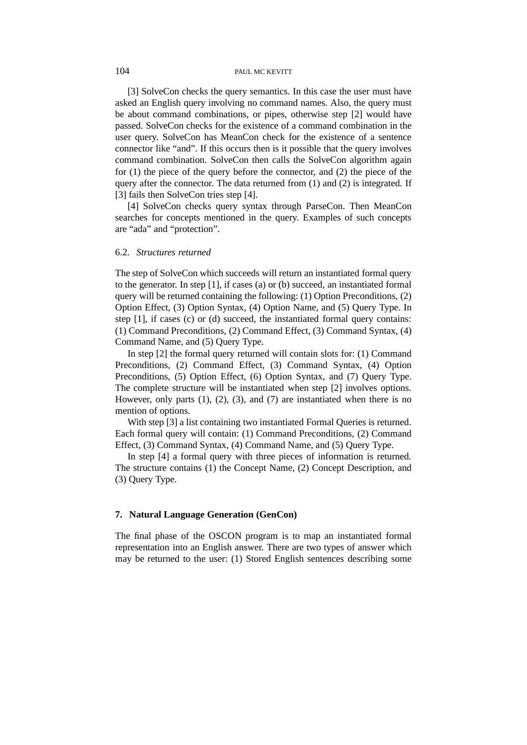[3] SolveCon checks the query semantics. In this case the user must have asked an English query involving no command names. Also, the query must be about command combinations, or pipes, otherwise step [2] would have passed. SolveCon checks for the existence of a command combination in the user query. SolveCon has MeanCon check for the existence of a sentence connector like "and". If this occurs then is it possible that the query involves command combination. SolveCon then calls the SolveCon algorithm again for (1) the piece of the query before the connector, and (2) the piece of the query after the connector. The data returned from (1) and (2) is integrated. If [3] fails then SolveCon tries step [4].

[4] SolveCon checks query syntax through ParseCon. Then MeanCon searches for concepts mentioned in the query. Examples of such concepts are "ada" and "protection".

### 6.2. *Structures returned*

The step of SolveCon which succeeds will return an instantiated formal query to the generator. In step [1], if cases (a) or (b) succeed, an instantiated formal query will be returned containing the following: (1) Option Preconditions, (2) Option Effect, (3) Option Syntax, (4) Option Name, and (5) Query Type. In step [1], if cases (c) or (d) succeed, the instantiated formal query contains: (1) Command Preconditions, (2) Command Effect, (3) Command Syntax, (4) Command Name, and (5) Query Type.

In step [2] the formal query returned will contain slots for: (1) Command Preconditions, (2) Command Effect, (3) Command Syntax, (4) Option Preconditions, (5) Option Effect, (6) Option Syntax, and (7) Query Type. The complete structure will be instantiated when step [2] involves options. However, only parts (1), (2), (3), and (7) are instantiated when there is no mention of options.

With step [3] a list containing two instantiated Formal Queries is returned. Each formal query will contain: (1) Command Preconditions, (2) Command Effect, (3) Command Syntax, (4) Command Name, and (5) Query Type.

In step [4] a formal query with three pieces of information is returned. The structure contains (1) the Concept Name, (2) Concept Description, and (3) Query Type.

## 7. Natural Language Generation (GenCon)

The final phase of the OSCON program is to map an instantiated formal representation into an English answer. There are two types of answer which may be returned to the user: (1) Stored English sentences describing some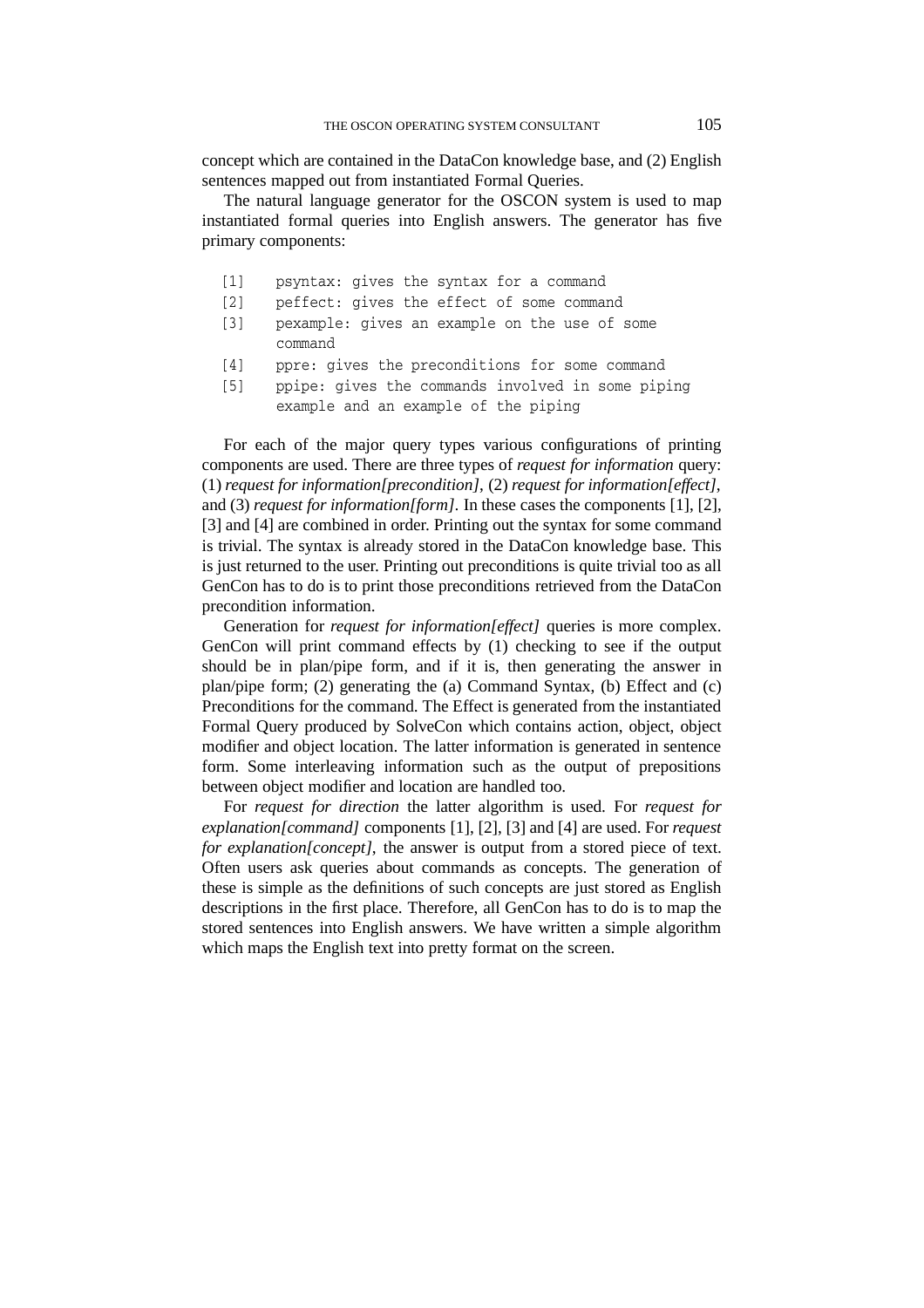concept which are contained in the DataCon knowledge base, and (2) English sentences mapped out from instantiated Formal Queries.

The natural language generator for the OSCON system is used to map instantiated formal queries into English answers. The generator has five primary components:

```
[1]   psyntax: gives the syntax for a command
[2]   peffect: gives the effect of some command
[3]   pexample: gives an example on the use of some
      command
[4]   ppre: gives the preconditions for some command
[5]   ppipe: gives the commands involved in some piping
      example and an example of the piping
```

For each of the major query types various configurations of printing components are used. There are three types of *request for information* query: (1) *request for information[precondition]*, (2) *request for information[effect]*, and (3) *request for information[form]*. In these cases the components [1], [2], [3] and [4] are combined in order. Printing out the syntax for some command is trivial. The syntax is already stored in the DataCon knowledge base. This is just returned to the user. Printing out preconditions is quite trivial too as all GenCon has to do is to print those preconditions retrieved from the DataCon precondition information.

Generation for *request for information[effect]* queries is more complex. GenCon will print command effects by (1) checking to see if the output should be in plan/pipe form, and if it is, then generating the answer in plan/pipe form; (2) generating the (a) Command Syntax, (b) Effect and (c) Preconditions for the command. The Effect is generated from the instantiated Formal Query produced by SolveCon which contains action, object, object modifier and object location. The latter information is generated in sentence form. Some interleaving information such as the output of prepositions between object modifier and location are handled too.

For *request for direction* the latter algorithm is used. For *request for explanation[command]* components [1], [2], [3] and [4] are used. For *request for explanation[concept]*, the answer is output from a stored piece of text. Often users ask queries about commands as concepts. The generation of these is simple as the definitions of such concepts are just stored as English descriptions in the first place. Therefore, all GenCon has to do is to map the stored sentences into English answers. We have written a simple algorithm which maps the English text into pretty format on the screen.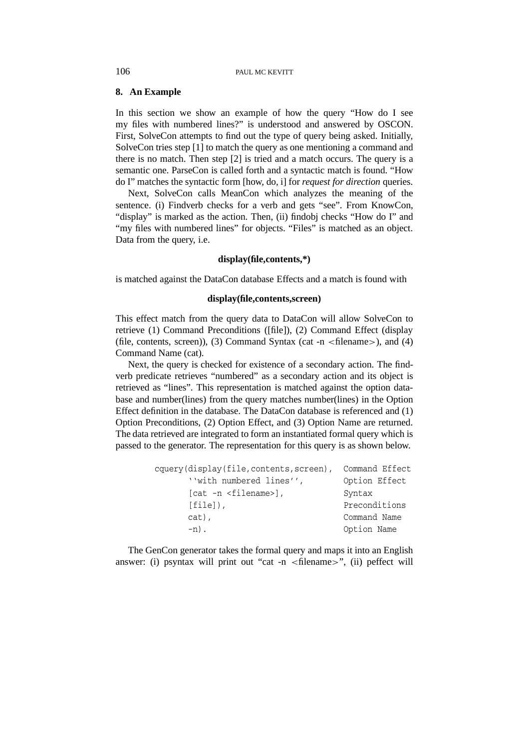## 8. An Example

In this section we show an example of how the query "How do I see my files with numbered lines?" is understood and answered by OSCON. First, SolveCon attempts to find out the type of query being asked. Initially, SolveCon tries step [1] to match the query as one mentioning a command and there is no match. Then step [2] is tried and a match occurs. The query is a semantic one. ParseCon is called forth and a syntactic match is found. "How do I" matches the syntactic form [how, do, i] for *request for direction* queries.

Next, SolveCon calls MeanCon which analyzes the meaning of the sentence. (i) Findverb checks for a verb and gets "see". From KnowCon, "display" is marked as the action. Then, (ii) findobj checks "How do I" and "my files with numbered lines" for objects. "Files" is matched as an object. Data from the query, i.e.

**display(file,contents,*)**

is matched against the DataCon database Effects and a match is found with

**display(file,contents,screen)**

This effect match from the query data to DataCon will allow SolveCon to retrieve (1) Command Preconditions ([file]), (2) Command Effect (display (file, contents, screen)), (3) Command Syntax (cat -n <filename>), and (4) Command Name (cat).

Next, the query is checked for existence of a secondary action. The findverb predicate retrieves "numbered" as a secondary action and its object is retrieved as "lines". This representation is matched against the option database and number(lines) from the query matches number(lines) in the Option Effect definition in the database. The DataCon database is referenced and (1) Option Preconditions, (2) Option Effect, and (3) Option Name are returned. The data retrieved are integrated to form an instantiated formal query which is passed to the generator. The representation for this query is as shown below.

```
cquery(display(file,contents,screen),  Command Effect
       ''with numbered lines'',        Option Effect
       [cat -n <filename>],            Syntax
       [file]),                        Preconditions
       cat),                           Command Name
       -n).                            Option Name
```

The GenCon generator takes the formal query and maps it into an English answer: (i) psyntax will print out "cat -n <filename>", (ii) peffect will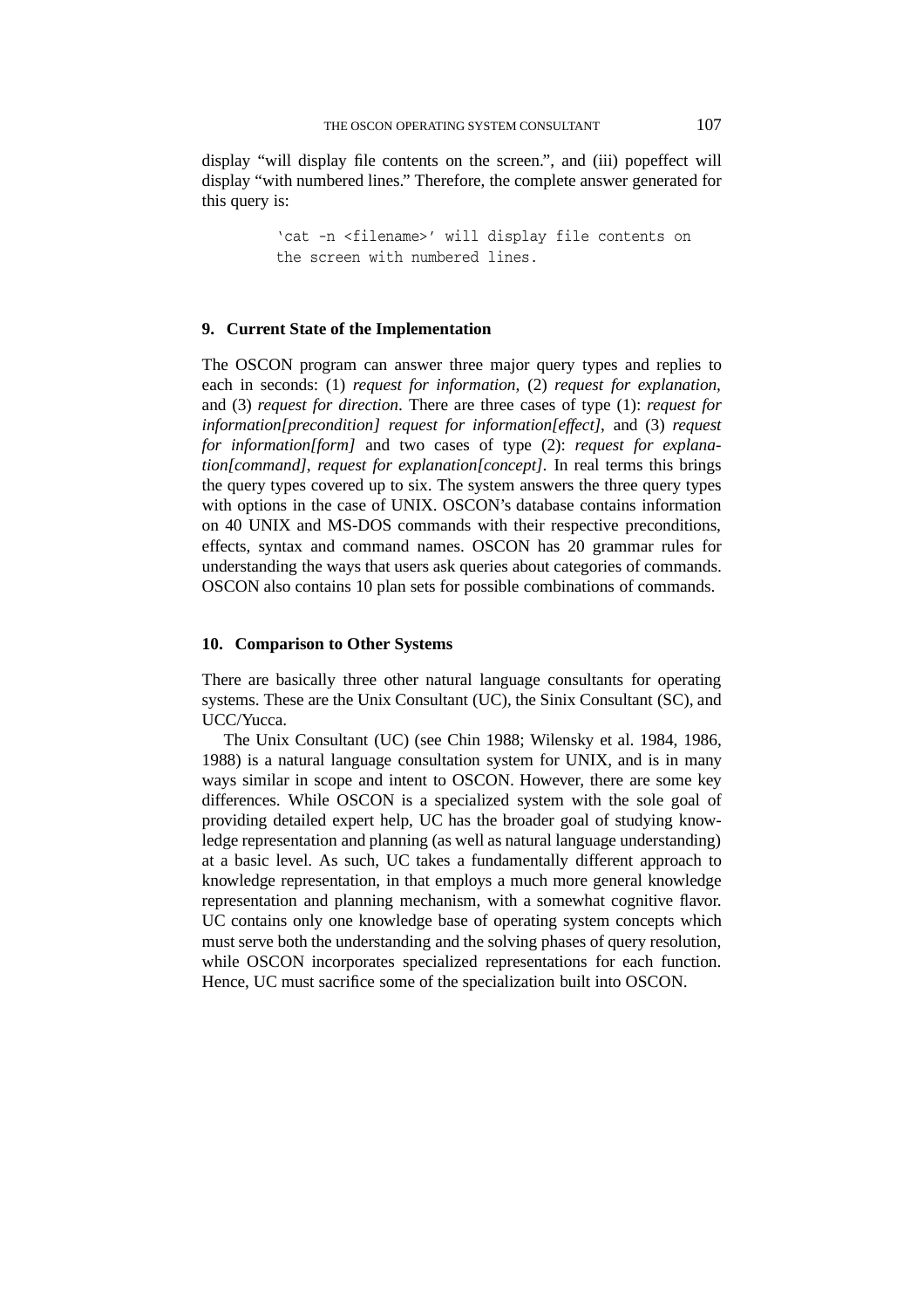display "will display file contents on the screen.", and (iii) popeffect will display "with numbered lines." Therefore, the complete answer generated for this query is:

```
'cat -n <filename>' will display file contents on
the screen with numbered lines.
```

## 9. Current State of the Implementation

The OSCON program can answer three major query types and replies to each in seconds: (1) *request for information*, (2) *request for explanation*, and (3) *request for direction*. There are three cases of type (1): *request for information[precondition] request for information[effect]*, and (3) *request for information[form]* and two cases of type (2): *request for explanation[command]*, *request for explanation[concept]*. In real terms this brings the query types covered up to six. The system answers the three query types with options in the case of UNIX. OSCON's database contains information on 40 UNIX and MS-DOS commands with their respective preconditions, effects, syntax and command names. OSCON has 20 grammar rules for understanding the ways that users ask queries about categories of commands. OSCON also contains 10 plan sets for possible combinations of commands.

## 10. Comparison to Other Systems

There are basically three other natural language consultants for operating systems. These are the Unix Consultant (UC), the Sinix Consultant (SC), and UCC/Yucca.

The Unix Consultant (UC) (see Chin 1988; Wilensky et al. 1984, 1986, 1988) is a natural language consultation system for UNIX, and is in many ways similar in scope and intent to OSCON. However, there are some key differences. While OSCON is a specialized system with the sole goal of providing detailed expert help, UC has the broader goal of studying knowledge representation and planning (as well as natural language understanding) at a basic level. As such, UC takes a fundamentally different approach to knowledge representation, in that employs a much more general knowledge representation and planning mechanism, with a somewhat cognitive flavor. UC contains only one knowledge base of operating system concepts which must serve both the understanding and the solving phases of query resolution, while OSCON incorporates specialized representations for each function. Hence, UC must sacrifice some of the specialization built into OSCON.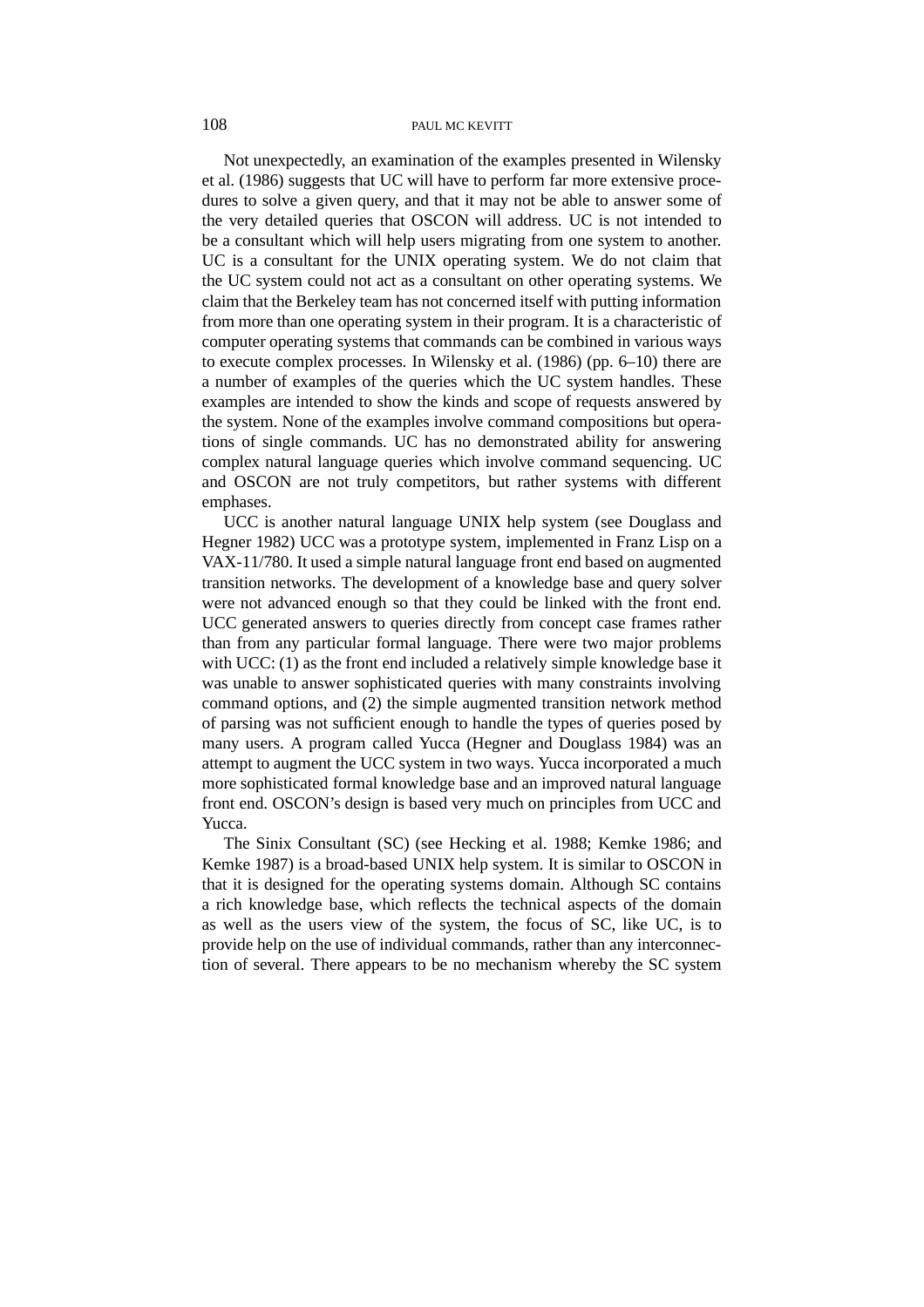Not unexpectedly, an examination of the examples presented in Wilensky et al. (1986) suggests that UC will have to perform far more extensive procedures to solve a given query, and that it may not be able to answer some of the very detailed queries that OSCON will address. UC is not intended to be a consultant which will help users migrating from one system to another. UC is a consultant for the UNIX operating system. We do not claim that the UC system could not act as a consultant on other operating systems. We claim that the Berkeley team has not concerned itself with putting information from more than one operating system in their program. It is a characteristic of computer operating systems that commands can be combined in various ways to execute complex processes. In Wilensky et al. (1986) (pp. 6–10) there are a number of examples of the queries which the UC system handles. These examples are intended to show the kinds and scope of requests answered by the system. None of the examples involve command compositions but operations of single commands. UC has no demonstrated ability for answering complex natural language queries which involve command sequencing. UC and OSCON are not truly competitors, but rather systems with different emphases.

UCC is another natural language UNIX help system (see Douglass and Hegner 1982) UCC was a prototype system, implemented in Franz Lisp on a VAX-11/780. It used a simple natural language front end based on augmented transition networks. The development of a knowledge base and query solver were not advanced enough so that they could be linked with the front end. UCC generated answers to queries directly from concept case frames rather than from any particular formal language. There were two major problems with UCC: (1) as the front end included a relatively simple knowledge base it was unable to answer sophisticated queries with many constraints involving command options, and (2) the simple augmented transition network method of parsing was not sufficient enough to handle the types of queries posed by many users. A program called Yucca (Hegner and Douglass 1984) was an attempt to augment the UCC system in two ways. Yucca incorporated a much more sophisticated formal knowledge base and an improved natural language front end. OSCON's design is based very much on principles from UCC and Yucca.

The Sinix Consultant (SC) (see Hecking et al. 1988; Kemke 1986; and Kemke 1987) is a broad-based UNIX help system. It is similar to OSCON in that it is designed for the operating systems domain. Although SC contains a rich knowledge base, which reflects the technical aspects of the domain as well as the users view of the system, the focus of SC, like UC, is to provide help on the use of individual commands, rather than any interconnection of several. There appears to be no mechanism whereby the SC system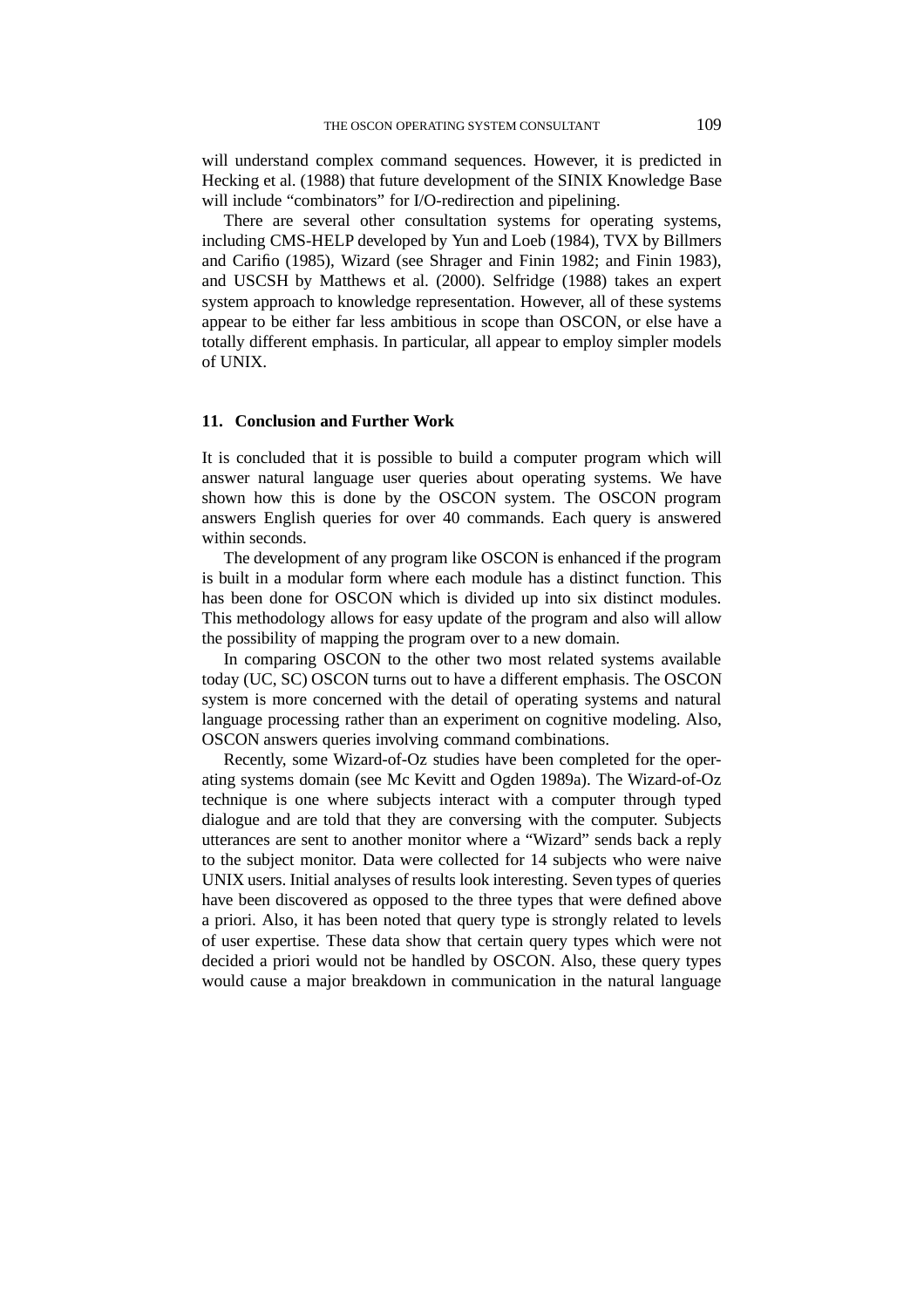will understand complex command sequences. However, it is predicted in Hecking et al. (1988) that future development of the SINIX Knowledge Base will include "combinators" for I/O-redirection and pipelining.

There are several other consultation systems for operating systems, including CMS-HELP developed by Yun and Loeb (1984), TVX by Billmers and Carifio (1985), Wizard (see Shrager and Finin 1982; and Finin 1983), and USCSH by Matthews et al. (2000). Selfridge (1988) takes an expert system approach to knowledge representation. However, all of these systems appear to be either far less ambitious in scope than OSCON, or else have a totally different emphasis. In particular, all appear to employ simpler models of UNIX.

## 11. Conclusion and Further Work

It is concluded that it is possible to build a computer program which will answer natural language user queries about operating systems. We have shown how this is done by the OSCON system. The OSCON program answers English queries for over 40 commands. Each query is answered within seconds.

The development of any program like OSCON is enhanced if the program is built in a modular form where each module has a distinct function. This has been done for OSCON which is divided up into six distinct modules. This methodology allows for easy update of the program and also will allow the possibility of mapping the program over to a new domain.

In comparing OSCON to the other two most related systems available today (UC, SC) OSCON turns out to have a different emphasis. The OSCON system is more concerned with the detail of operating systems and natural language processing rather than an experiment on cognitive modeling. Also, OSCON answers queries involving command combinations.

Recently, some Wizard-of-Oz studies have been completed for the operating systems domain (see Mc Kevitt and Ogden 1989a). The Wizard-of-Oz technique is one where subjects interact with a computer through typed dialogue and are told that they are conversing with the computer. Subjects utterances are sent to another monitor where a "Wizard" sends back a reply to the subject monitor. Data were collected for 14 subjects who were naive UNIX users. Initial analyses of results look interesting. Seven types of queries have been discovered as opposed to the three types that were defined above a priori. Also, it has been noted that query type is strongly related to levels of user expertise. These data show that certain query types which were not decided a priori would not be handled by OSCON. Also, these query types would cause a major breakdown in communication in the natural language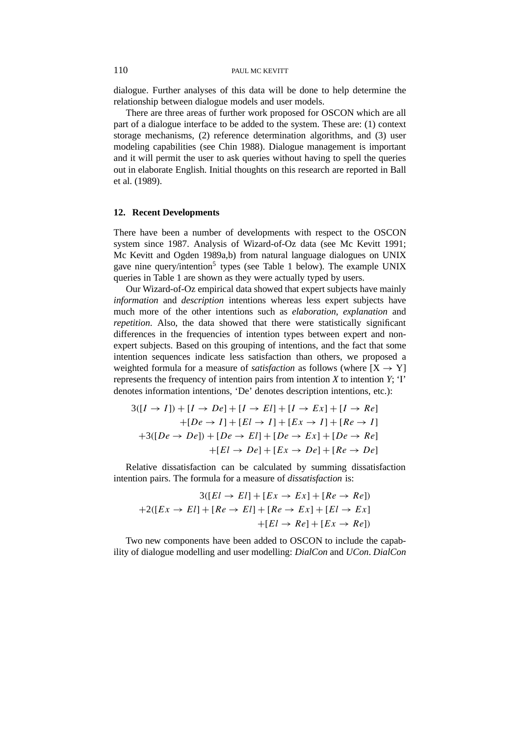dialogue. Further analyses of this data will be done to help determine the relationship between dialogue models and user models.

There are three areas of further work proposed for OSCON which are all part of a dialogue interface to be added to the system. These are: (1) context storage mechanisms, (2) reference determination algorithms, and (3) user modeling capabilities (see Chin 1988). Dialogue management is important and it will permit the user to ask queries without having to spell the queries out in elaborate English. Initial thoughts on this research are reported in Ball et al. (1989).

## 12. Recent Developments

There have been a number of developments with respect to the OSCON system since 1987. Analysis of Wizard-of-Oz data (see Mc Kevitt 1991; Mc Kevitt and Ogden 1989a,b) from natural language dialogues on UNIX gave nine query/intention[5] types (see Table 1 below). The example UNIX queries in Table 1 are shown as they were actually typed by users.

Our Wizard-of-Oz empirical data showed that expert subjects have mainly *information* and *description* intentions whereas less expert subjects have much more of the other intentions such as *elaboration*, *explanation* and *repetition*. Also, the data showed that there were statistically significant differences in the frequencies of intention types between expert and non-expert subjects. Based on this grouping of intentions, and the fact that some intention sequences indicate less satisfaction than others, we proposed a weighted formula for a measure of *satisfaction* as follows (where [X → Y] represents the frequency of intention pairs from intention *X* to intention *Y*; 'I' denotes information intentions, 'De' denotes description intentions, etc.):

$$
\begin{aligned}
3([I \rightarrow I]) + [I \rightarrow De] + [I \rightarrow El] + [I \rightarrow Ex] + [I \rightarrow Re] \\
+[De \rightarrow I] + [El \rightarrow I] + [Ex \rightarrow I] + [Re \rightarrow I] \\
+3([De \rightarrow De]) + [De \rightarrow El] + [De \rightarrow Ex] + [De \rightarrow Re] \\
+[El \rightarrow De] + [Ex \rightarrow De] + [Re \rightarrow De]
\end{aligned}
$$

Relative dissatisfaction can be calculated by summing dissatisfaction intention pairs. The formula for a measure of *dissatisfaction* is:

$$
\begin{aligned}
3([El \rightarrow El] + [Ex \rightarrow Ex] + [Re \rightarrow Re]) \\
+2([Ex \rightarrow El] + [Re \rightarrow El] + [Re \rightarrow Ex] + [El \rightarrow Ex] \\
+[El \rightarrow Re] + [Ex \rightarrow Re])
\end{aligned}
$$

Two new components have been added to OSCON to include the capability of dialogue modelling and user modelling: *DialCon* and *UCon*. *DialCon*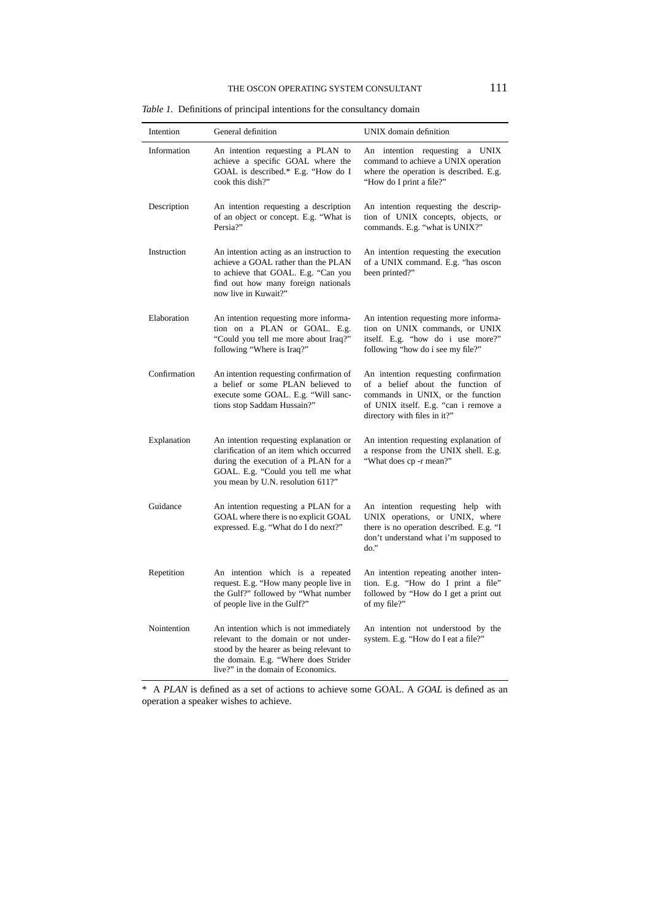*Table 1.* Definitions of principal intentions for the consultancy domain

| Intention | General definition | UNIX domain definition |
|---|---|---|
| Information | An intention requesting a PLAN to achieve a specific GOAL where the GOAL is described.* E.g. "How do I cook this dish?" | An intention requesting a UNIX command to achieve a UNIX operation where the operation is described. E.g. "How do I print a file?" |
| Description | An intention requesting a description of an object or concept. E.g. "What is Persia?" | An intention requesting the description of UNIX concepts, objects, or commands. E.g. "what is UNIX?" |
| Instruction | An intention acting as an instruction to achieve a GOAL rather than the PLAN to achieve that GOAL. E.g. "Can you find out how many foreign nationals now live in Kuwait?" | An intention requesting the execution of a UNIX command. E.g. "has oscon been printed?" |
| Elaboration | An intention requesting more information on a PLAN or GOAL. E.g. "Could you tell me more about Iraq?" following "Where is Iraq?" | An intention requesting more information on UNIX commands, or UNIX itself. E.g. "how do i use more?" following "how do i see my file?" |
| Confirmation | An intention requesting confirmation of a belief or some PLAN believed to execute some GOAL. E.g. "Will sanctions stop Saddam Hussain?" | An intention requesting confirmation of a belief about the function of commands in UNIX, or the function of UNIX itself. E.g. "can i remove a directory with files in it?" |
| Explanation | An intention requesting explanation or clarification of an item which occurred during the execution of a PLAN for a GOAL. E.g. "Could you tell me what you mean by U.N. resolution 611?" | An intention requesting explanation of a response from the UNIX shell. E.g. "What does cp -r mean?" |
| Guidance | An intention requesting a PLAN for a GOAL where there is no explicit GOAL expressed. E.g. "What do I do next?" | An intention requesting help with UNIX operations, or UNIX, where there is no operation described. E.g. "I don't understand what i'm supposed to do." |
| Repetition | An intention which is a repeated request. E.g. "How many people live in the Gulf?" followed by "What number of people live in the Gulf?" | An intention repeating another intention. E.g. "How do I print a file" followed by "How do I get a print out of my file?" |
| Nointention | An intention which is not immediately relevant to the domain or not understood by the hearer as being relevant to the domain. E.g. "Where does Strider live?" in the domain of Economics. | An intention not understood by the system. E.g. "How do I eat a file?" |

* A *PLAN* is defined as a set of actions to achieve some GOAL. A *GOAL* is defined as an operation a speaker wishes to achieve.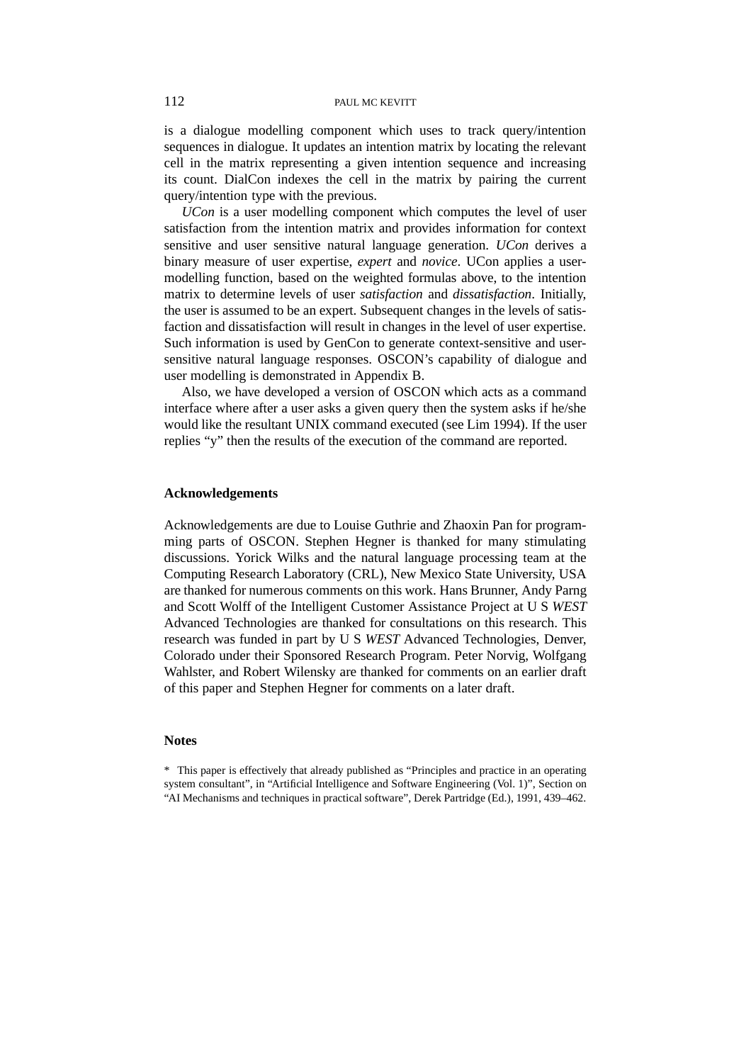is a dialogue modelling component which uses to track query/intention sequences in dialogue. It updates an intention matrix by locating the relevant cell in the matrix representing a given intention sequence and increasing its count. DialCon indexes the cell in the matrix by pairing the current query/intention type with the previous.

*UCon* is a user modelling component which computes the level of user satisfaction from the intention matrix and provides information for context sensitive and user sensitive natural language generation. *UCon* derives a binary measure of user expertise, *expert* and *novice*. UCon applies a user-modelling function, based on the weighted formulas above, to the intention matrix to determine levels of user *satisfaction* and *dissatisfaction*. Initially, the user is assumed to be an expert. Subsequent changes in the levels of satisfaction and dissatisfaction will result in changes in the level of user expertise. Such information is used by GenCon to generate context-sensitive and user-sensitive natural language responses. OSCON's capability of dialogue and user modelling is demonstrated in Appendix B.

Also, we have developed a version of OSCON which acts as a command interface where after a user asks a given query then the system asks if he/she would like the resultant UNIX command executed (see Lim 1994). If the user replies "y" then the results of the execution of the command are reported.

## Acknowledgements

Acknowledgements are due to Louise Guthrie and Zhaoxin Pan for programming parts of OSCON. Stephen Hegner is thanked for many stimulating discussions. Yorick Wilks and the natural language processing team at the Computing Research Laboratory (CRL), New Mexico State University, USA are thanked for numerous comments on this work. Hans Brunner, Andy Parng and Scott Wolff of the Intelligent Customer Assistance Project at U S *WEST* Advanced Technologies are thanked for consultations on this research. This research was funded in part by U S *WEST* Advanced Technologies, Denver, Colorado under their Sponsored Research Program. Peter Norvig, Wolfgang Wahlster, and Robert Wilensky are thanked for comments on an earlier draft of this paper and Stephen Hegner for comments on a later draft.

## Notes

* This paper is effectively that already published as "Principles and practice in an operating system consultant", in "Artificial Intelligence and Software Engineering (Vol. 1)", Section on "AI Mechanisms and techniques in practical software", Derek Partridge (Ed.), 1991, 439–462.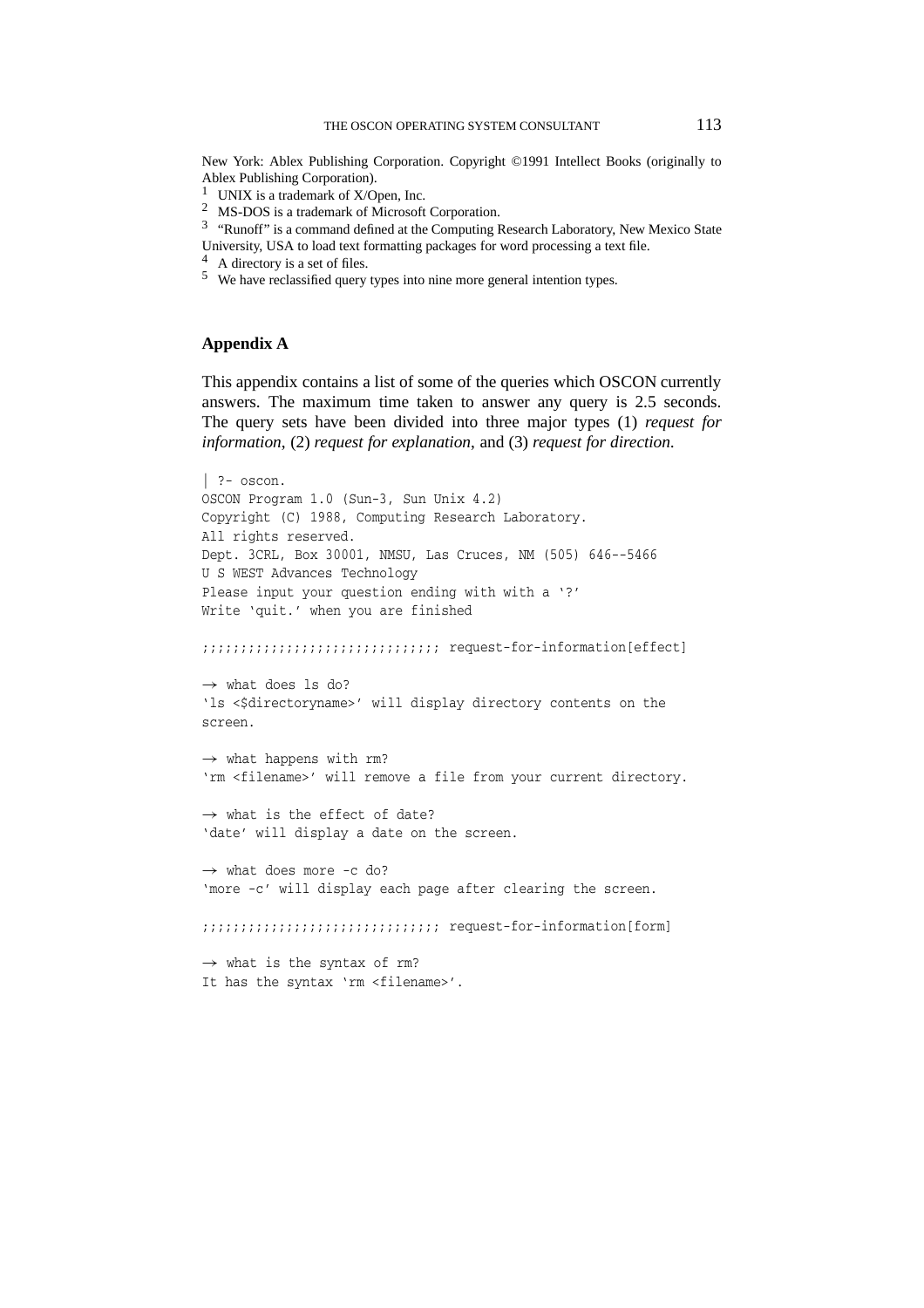New York: Ablex Publishing Corporation. Copyright ©1991 Intellect Books (originally to Ablex Publishing Corporation).

[1] UNIX is a trademark of X/Open, Inc.

[2] MS-DOS is a trademark of Microsoft Corporation.

[3] "Runoff" is a command defined at the Computing Research Laboratory, New Mexico State University, USA to load text formatting packages for word processing a text file.

[4] A directory is a set of files.

[5] We have reclassified query types into nine more general intention types.

## Appendix A

This appendix contains a list of some of the queries which OSCON currently answers. The maximum time taken to answer any query is 2.5 seconds. The query sets have been divided into three major types (1) *request for information*, (2) *request for explanation*, and (3) *request for direction*.

```
| ?- oscon.
OSCON Program 1.0 (Sun-3, Sun Unix 4.2)
Copyright (C) 1988, Computing Research Laboratory.
All rights reserved.
Dept. 3CRL, Box 30001, NMSU, Las Cruces, NM (505) 646--5466
U S WEST Advances Technology
Please input your question ending with with a '?'
Write 'quit.' when you are finished

;;;;;;;;;;;;;;;;;;;;;;;;;;;;;;; request-for-information[effect]

→ what does ls do?
'ls <$directoryname>' will display directory contents on the
screen.

→ what happens with rm?
'rm <filename>' will remove a file from your current directory.

→ what is the effect of date?
'date' will display a date on the screen.

→ what does more -c do?
'more -c' will display each page after clearing the screen.

;;;;;;;;;;;;;;;;;;;;;;;;;;;;;;; request-for-information[form]

→ what is the syntax of rm?
It has the syntax 'rm <filename>'.
```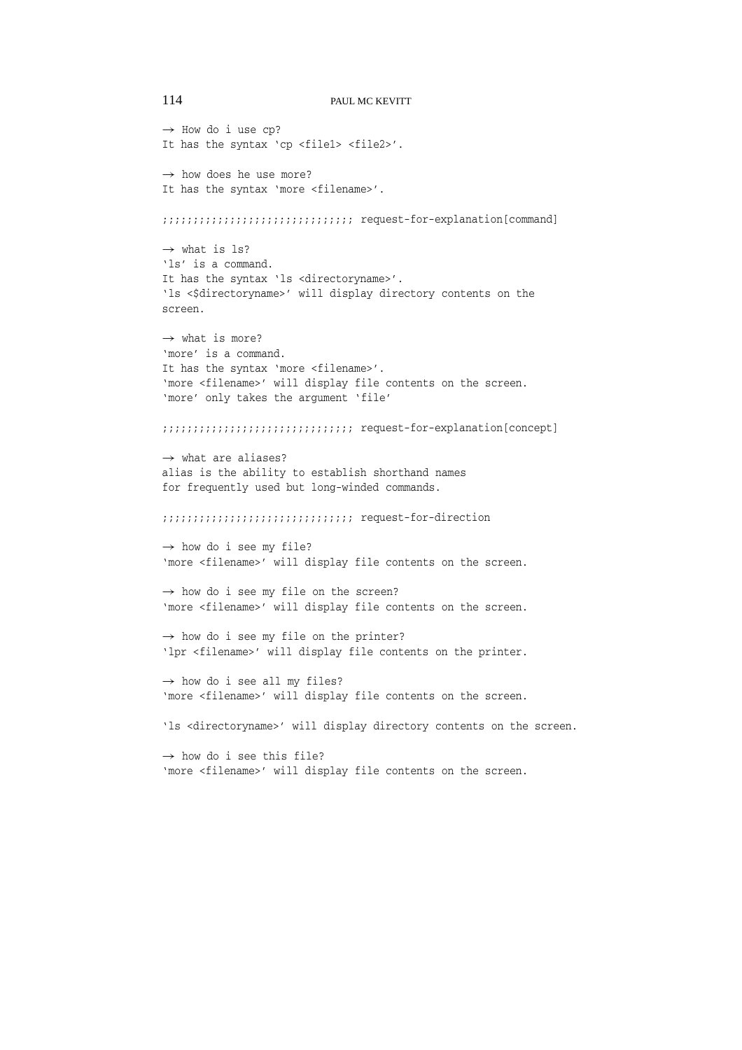```
→ How do i use cp?
It has the syntax 'cp <file1> <file2>'.

→ how does he use more?
It has the syntax 'more <filename>'.

;;;;;;;;;;;;;;;;;;;;;;;;;;;;;;; request-for-explanation[command]

→ what is ls?
'ls' is a command.
It has the syntax 'ls <directoryname>'.
'ls <$directoryname>' will display directory contents on the
screen.

→ what is more?
'more' is a command.
It has the syntax 'more <filename>'.
'more <filename>' will display file contents on the screen.
'more' only takes the argument 'file'

;;;;;;;;;;;;;;;;;;;;;;;;;;;;;;; request-for-explanation[concept]

→ what are aliases?
alias is the ability to establish shorthand names
for frequently used but long-winded commands.

;;;;;;;;;;;;;;;;;;;;;;;;;;;;;;; request-for-direction

→ how do i see my file?
'more <filename>' will display file contents on the screen.

→ how do i see my file on the screen?
'more <filename>' will display file contents on the screen.

→ how do i see my file on the printer?
'lpr <filename>' will display file contents on the printer.

→ how do i see all my files?
'more <filename>' will display file contents on the screen.

'ls <directoryname>' will display directory contents on the screen.

→ how do i see this file?
'more <filename>' will display file contents on the screen.
```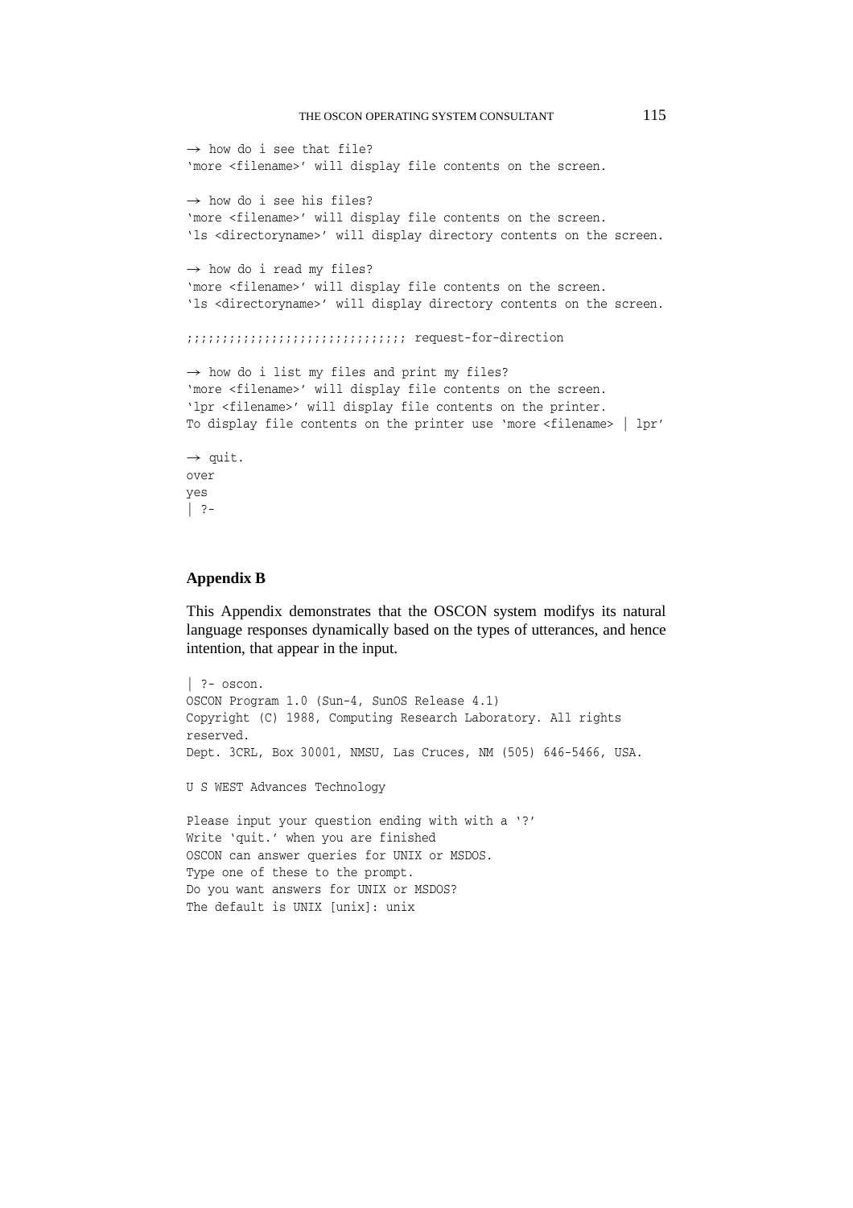```
→ how do i see that file?
'more <filename>' will display file contents on the screen.

→ how do i see his files?
'more <filename>' will display file contents on the screen.
'ls <directoryname>' will display directory contents on the screen.

→ how do i read my files?
'more <filename>' will display file contents on the screen.
'ls <directoryname>' will display directory contents on the screen.

;;;;;;;;;;;;;;;;;;;;;;;;;;;;;;;; request-for-direction

→ how do i list my files and print my files?
'more <filename>' will display file contents on the screen.
'lpr <filename>' will display file contents on the printer.
To display file contents on the printer use 'more <filename> | lpr'

→ quit.
over
yes
| ?-
```

## Appendix B

This Appendix demonstrates that the OSCON system modifys its natural language responses dynamically based on the types of utterances, and hence intention, that appear in the input.

```
| ?- oscon.
OSCON Program 1.0 (Sun-4, SunOS Release 4.1)
Copyright (C) 1988, Computing Research Laboratory. All rights
reserved.
Dept. 3CRL, Box 30001, NMSU, Las Cruces, NM (505) 646-5466, USA.

U S WEST Advances Technology

Please input your question ending with with a '?'
Write 'quit.' when you are finished
OSCON can answer queries for UNIX or MSDOS.
Type one of these to the prompt.
Do you want answers for UNIX or MSDOS?
The default is UNIX [unix]: unix
```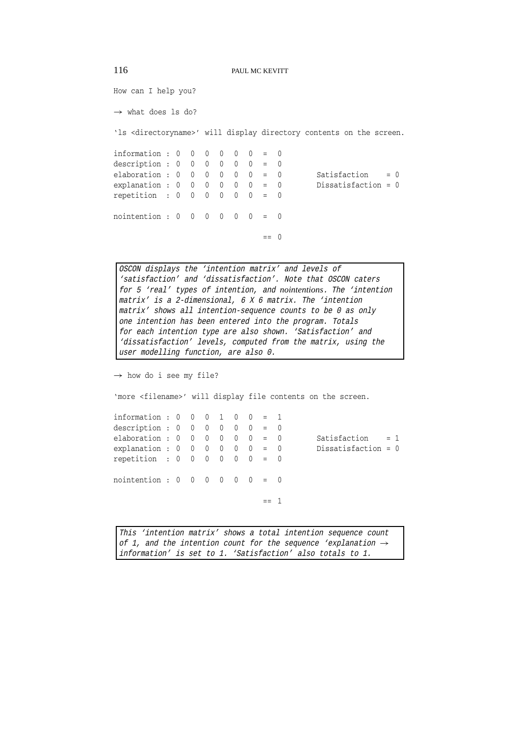```
How can I help you?

→ what does ls do?

'ls <directoryname>' will display directory contents on the screen.

information : 0  0  0  0  0  0  =  0
description : 0  0  0  0  0  0  =  0
elaboration : 0  0  0  0  0  0  =  0        Satisfaction    = 0
explanation : 0  0  0  0  0  0  =  0        Dissatisfaction = 0
repetition  : 0  0  0  0  0  0  =  0

nointention : 0  0  0  0  0  0  =  0

                                 == 0
```

> *OSCON displays the 'intention matrix' and levels of 'satisfaction' and 'dissatisfaction'. Note that OSCON caters for 5 'real' types of intention, and nointentions. The 'intention matrix' is a 2-dimensional, 6 X 6 matrix. The 'intention matrix' shows all intention-sequence counts to be 0 as only one intention has been entered into the program. Totals for each intention type are also shown. 'Satisfaction' and 'dissatisfaction' levels, computed from the matrix, using the user modelling function, are also 0.*

```
→ how do i see my file?

'more <filename>' will display file contents on the screen.

information : 0  0  0  1  0  0  =  1
description : 0  0  0  0  0  0  =  0
elaboration : 0  0  0  0  0  0  =  0        Satisfaction    = 1
explanation : 0  0  0  0  0  0  =  0        Dissatisfaction = 0
repetition  : 0  0  0  0  0  0  =  0

nointention : 0  0  0  0  0  0  =  0

                                 == 1
```

> *This 'intention matrix' shows a total intention sequence count of 1, and the intention count for the sequence 'explanation → information' is set to 1. 'Satisfaction' also totals to 1.*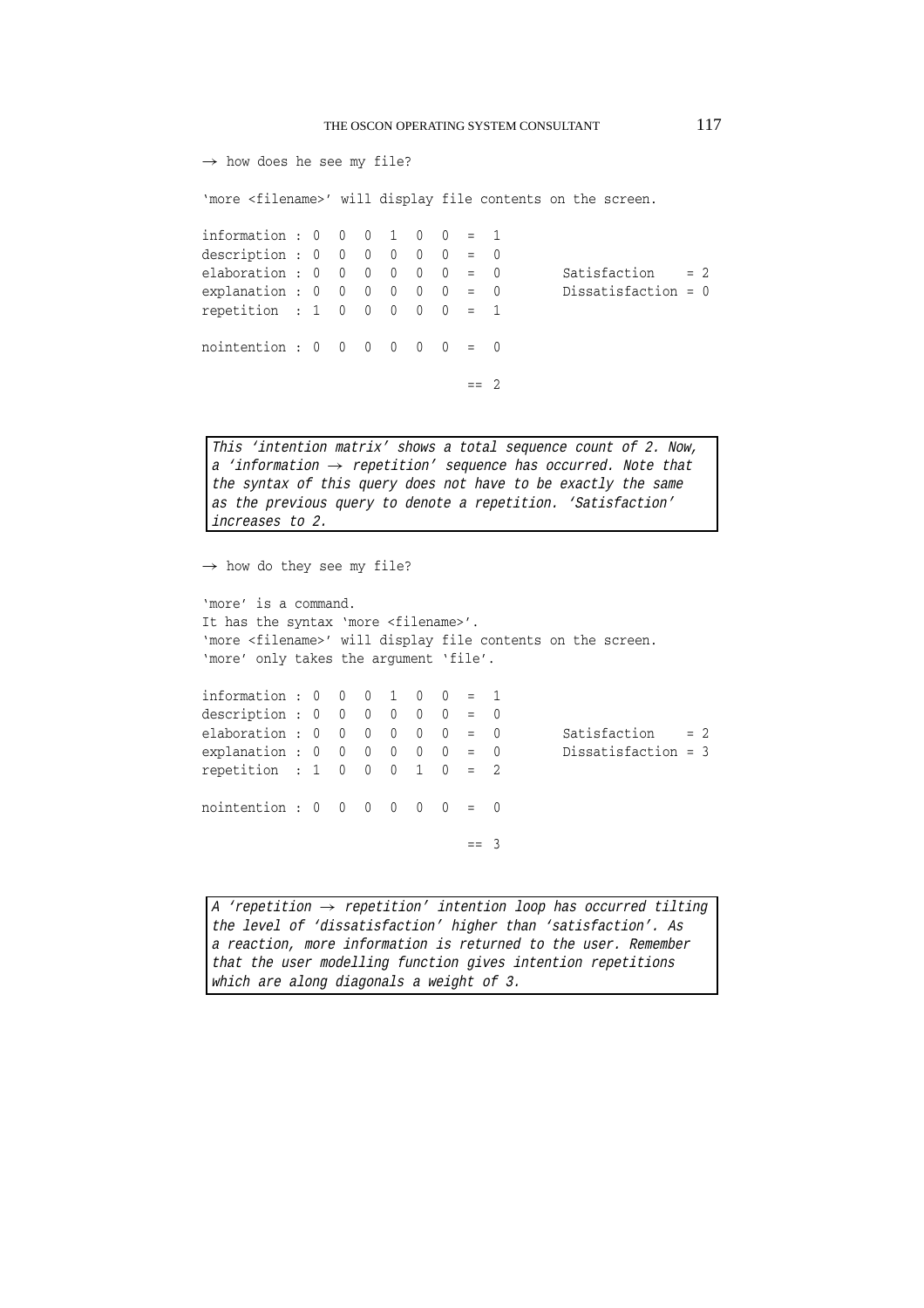```
→ how does he see my file?

'more <filename>' will display file contents on the screen.

information : 0  0  0  1  0  0  =  1
description : 0  0  0  0  0  0  =  0
elaboration : 0  0  0  0  0  0  =  0        Satisfaction    = 2
explanation : 0  0  0  0  0  0  =  0        Dissatisfaction = 0
repetition  : 1  0  0  0  0  0  =  1

nointention : 0  0  0  0  0  0  =  0

                                 == 2
```

*This 'intention matrix' shows a total sequence count of 2. Now, a 'information → repetition' sequence has occurred. Note that the syntax of this query does not have to be exactly the same as the previous query to denote a repetition. 'Satisfaction' increases to 2.*

```
→ how do they see my file?

'more' is a command.
It has the syntax 'more <filename>'.
'more <filename>' will display file contents on the screen.
'more' only takes the argument 'file'.

information : 0  0  0  1  0  0  =  1
description : 0  0  0  0  0  0  =  0
elaboration : 0  0  0  0  0  0  =  0        Satisfaction    = 2
explanation : 0  0  0  0  0  0  =  0        Dissatisfaction = 3
repetition  : 1  0  0  0  1  0  =  2

nointention : 0  0  0  0  0  0  =  0

                                 == 3
```

*A 'repetition → repetition' intention loop has occurred tilting the level of 'dissatisfaction' higher than 'satisfaction'. As a reaction, more information is returned to the user. Remember that the user modelling function gives intention repetitions which are along diagonals a weight of 3.*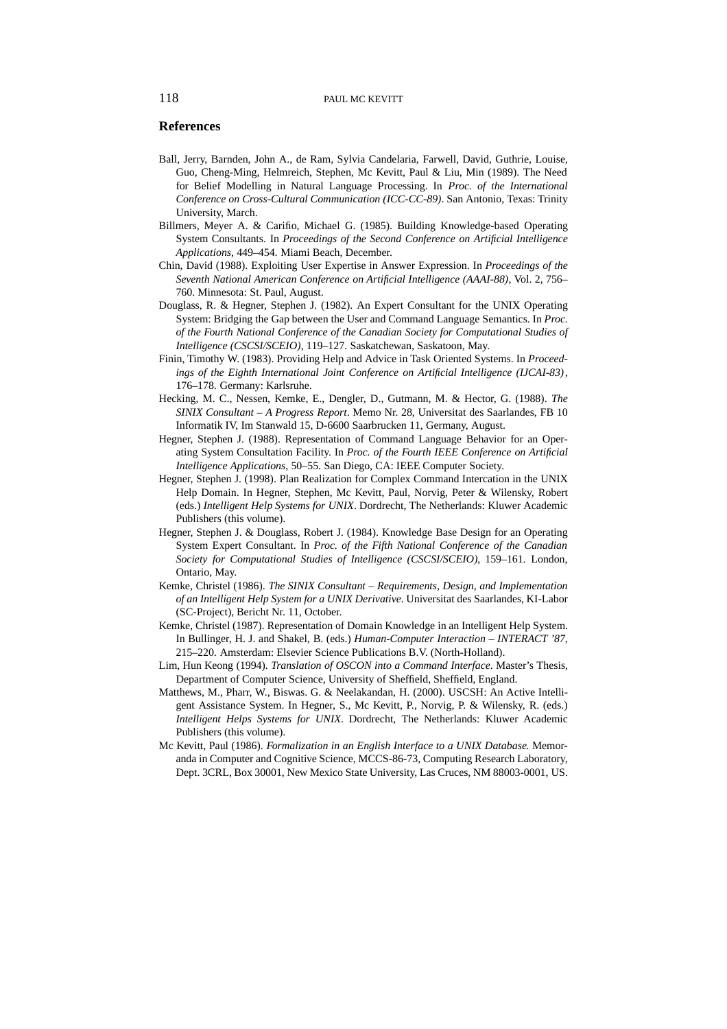## References

Ball, Jerry, Barnden, John A., de Ram, Sylvia Candelaria, Farwell, David, Guthrie, Louise, Guo, Cheng-Ming, Helmreich, Stephen, Mc Kevitt, Paul & Liu, Min (1989). The Need for Belief Modelling in Natural Language Processing. In *Proc. of the International Conference on Cross-Cultural Communication (ICC-CC-89)*. San Antonio, Texas: Trinity University, March.

Billmers, Meyer A. & Carifio, Michael G. (1985). Building Knowledge-based Operating System Consultants. In *Proceedings of the Second Conference on Artificial Intelligence Applications*, 449–454. Miami Beach, December.

Chin, David (1988). Exploiting User Expertise in Answer Expression. In *Proceedings of the Seventh National American Conference on Artificial Intelligence (AAAI-88)*, Vol. 2, 756–760. Minnesota: St. Paul, August.

Douglass, R. & Hegner, Stephen J. (1982). An Expert Consultant for the UNIX Operating System: Bridging the Gap between the User and Command Language Semantics. In *Proc. of the Fourth National Conference of the Canadian Society for Computational Studies of Intelligence (CSCSI/SCEIO)*, 119–127. Saskatchewan, Saskatoon, May.

Finin, Timothy W. (1983). Providing Help and Advice in Task Oriented Systems. In *Proceedings of the Eighth International Joint Conference on Artificial Intelligence (IJCAI-83)*, 176–178. Germany: Karlsruhe.

Hecking, M. C., Nessen, Kemke, E., Dengler, D., Gutmann, M. & Hector, G. (1988). *The SINIX Consultant – A Progress Report*. Memo Nr. 28, Universitat des Saarlandes, FB 10 Informatik IV, Im Stanwald 15, D-6600 Saarbrucken 11, Germany, August.

Hegner, Stephen J. (1988). Representation of Command Language Behavior for an Operating System Consultation Facility. In *Proc. of the Fourth IEEE Conference on Artificial Intelligence Applications*, 50–55. San Diego, CA: IEEE Computer Society.

Hegner, Stephen J. (1998). Plan Realization for Complex Command Intercation in the UNIX Help Domain. In Hegner, Stephen, Mc Kevitt, Paul, Norvig, Peter & Wilensky, Robert (eds.) *Intelligent Help Systems for UNIX*. Dordrecht, The Netherlands: Kluwer Academic Publishers (this volume).

Hegner, Stephen J. & Douglass, Robert J. (1984). Knowledge Base Design for an Operating System Expert Consultant. In *Proc. of the Fifth National Conference of the Canadian Society for Computational Studies of Intelligence (CSCSI/SCEIO)*, 159–161. London, Ontario, May.

Kemke, Christel (1986). *The SINIX Consultant – Requirements, Design, and Implementation of an Intelligent Help System for a UNIX Derivative*. Universitat des Saarlandes, KI-Labor (SC-Project), Bericht Nr. 11, October.

Kemke, Christel (1987). Representation of Domain Knowledge in an Intelligent Help System. In Bullinger, H. J. and Shakel, B. (eds.) *Human-Computer Interaction – INTERACT '87*, 215–220. Amsterdam: Elsevier Science Publications B.V. (North-Holland).

Lim, Hun Keong (1994). *Translation of OSCON into a Command Interface*. Master's Thesis, Department of Computer Science, University of Sheffield, Sheffield, England.

Matthews, M., Pharr, W., Biswas. G. & Neelakandan, H. (2000). USCSH: An Active Intelligent Assistance System. In Hegner, S., Mc Kevitt, P., Norvig, P. & Wilensky, R. (eds.) *Intelligent Helps Systems for UNIX*. Dordrecht, The Netherlands: Kluwer Academic Publishers (this volume).

Mc Kevitt, Paul (1986). *Formalization in an English Interface to a UNIX Database.* Memoranda in Computer and Cognitive Science, MCCS-86-73, Computing Research Laboratory, Dept. 3CRL, Box 30001, New Mexico State University, Las Cruces, NM 88003-0001, US.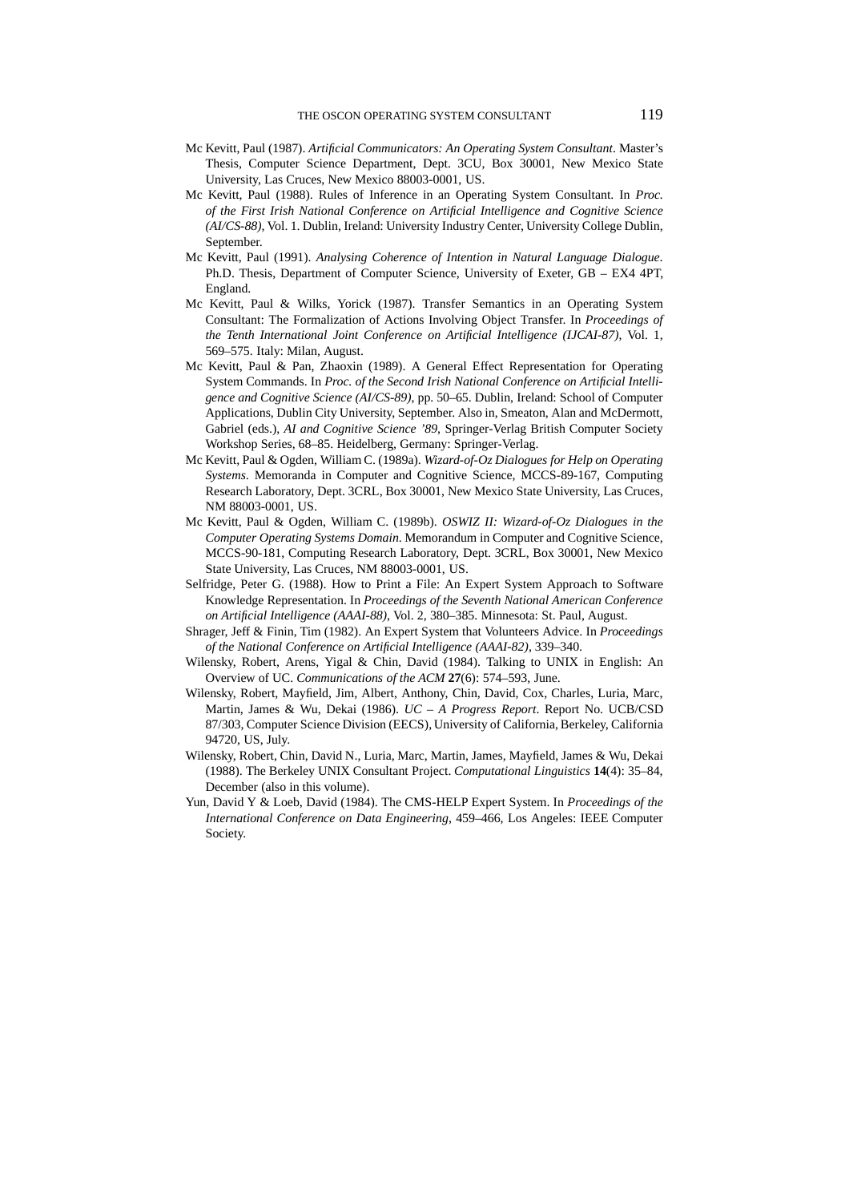Mc Kevitt, Paul (1987). *Artificial Communicators: An Operating System Consultant*. Master's Thesis, Computer Science Department, Dept. 3CU, Box 30001, New Mexico State University, Las Cruces, New Mexico 88003-0001, US.

Mc Kevitt, Paul (1988). Rules of Inference in an Operating System Consultant. In *Proc. of the First Irish National Conference on Artificial Intelligence and Cognitive Science (AI/CS-88)*, Vol. 1. Dublin, Ireland: University Industry Center, University College Dublin, September.

Mc Kevitt, Paul (1991). *Analysing Coherence of Intention in Natural Language Dialogue*. Ph.D. Thesis, Department of Computer Science, University of Exeter, GB – EX4 4PT, England.

Mc Kevitt, Paul & Wilks, Yorick (1987). Transfer Semantics in an Operating System Consultant: The Formalization of Actions Involving Object Transfer. In *Proceedings of the Tenth International Joint Conference on Artificial Intelligence (IJCAI-87)*, Vol. 1, 569–575. Italy: Milan, August.

Mc Kevitt, Paul & Pan, Zhaoxin (1989). A General Effect Representation for Operating System Commands. In *Proc. of the Second Irish National Conference on Artificial Intelligence and Cognitive Science (AI/CS-89)*, pp. 50–65. Dublin, Ireland: School of Computer Applications, Dublin City University, September. Also in, Smeaton, Alan and McDermott, Gabriel (eds.), *AI and Cognitive Science '89*, Springer-Verlag British Computer Society Workshop Series, 68–85. Heidelberg, Germany: Springer-Verlag.

Mc Kevitt, Paul & Ogden, William C. (1989a). *Wizard-of-Oz Dialogues for Help on Operating Systems*. Memoranda in Computer and Cognitive Science, MCCS-89-167, Computing Research Laboratory, Dept. 3CRL, Box 30001, New Mexico State University, Las Cruces, NM 88003-0001, US.

Mc Kevitt, Paul & Ogden, William C. (1989b). *OSWIZ II: Wizard-of-Oz Dialogues in the Computer Operating Systems Domain*. Memorandum in Computer and Cognitive Science, MCCS-90-181, Computing Research Laboratory, Dept. 3CRL, Box 30001, New Mexico State University, Las Cruces, NM 88003-0001, US.

Selfridge, Peter G. (1988). How to Print a File: An Expert System Approach to Software Knowledge Representation. In *Proceedings of the Seventh National American Conference on Artificial Intelligence (AAAI-88)*, Vol. 2, 380–385. Minnesota: St. Paul, August.

Shrager, Jeff & Finin, Tim (1982). An Expert System that Volunteers Advice. In *Proceedings of the National Conference on Artificial Intelligence (AAAI-82)*, 339–340.

Wilensky, Robert, Arens, Yigal & Chin, David (1984). Talking to UNIX in English: An Overview of UC. *Communications of the ACM* **27**(6): 574–593, June.

Wilensky, Robert, Mayfield, Jim, Albert, Anthony, Chin, David, Cox, Charles, Luria, Marc, Martin, James & Wu, Dekai (1986). *UC – A Progress Report*. Report No. UCB/CSD 87/303, Computer Science Division (EECS), University of California, Berkeley, California 94720, US, July.

Wilensky, Robert, Chin, David N., Luria, Marc, Martin, James, Mayfield, James & Wu, Dekai (1988). The Berkeley UNIX Consultant Project. *Computational Linguistics* **14**(4): 35–84, December (also in this volume).

Yun, David Y & Loeb, David (1984). The CMS-HELP Expert System. In *Proceedings of the International Conference on Data Engineering*, 459–466, Los Angeles: IEEE Computer Society.